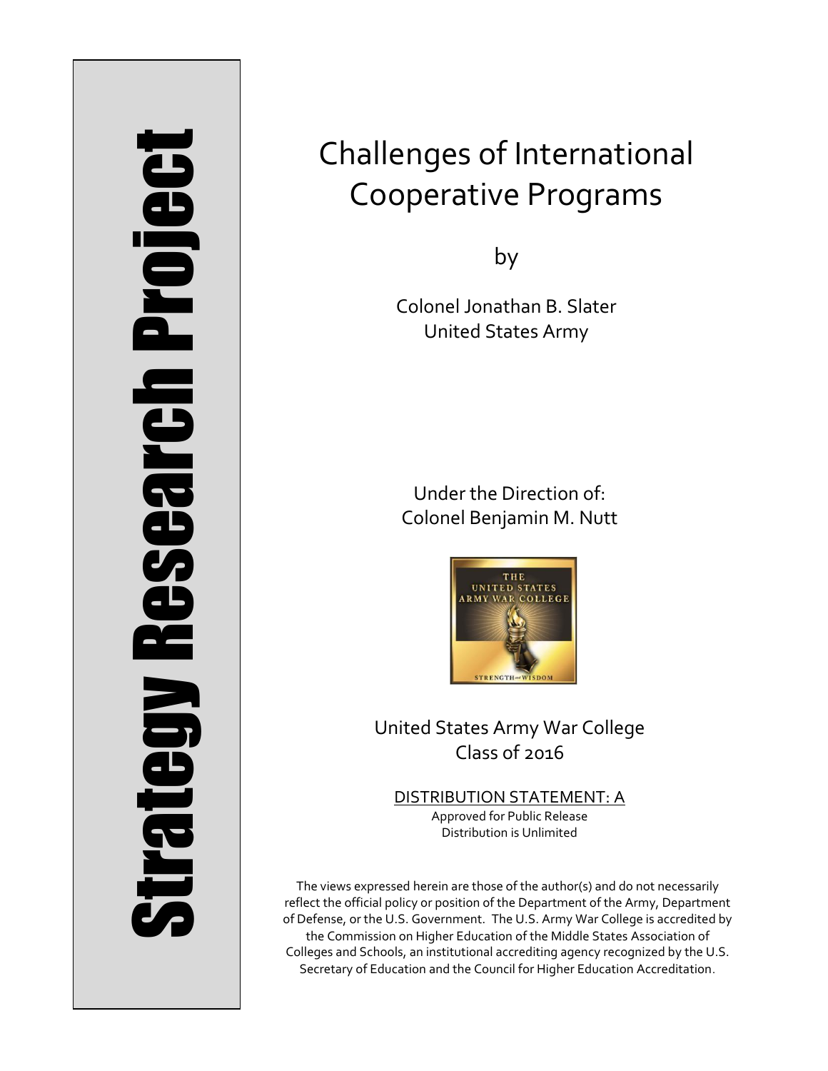Strategy Research Project

# Challenges of International Cooperative Programs

by

Colonel Jonathan B. Slater
United States Army

Under the Direction of:
Colonel Benjamin M. Nutt

United States Army War College
Class of 2016

DISTRIBUTION STATEMENT: A
Approved for Public Release
Distribution is Unlimited

The views expressed herein are those of the author(s) and do not necessarily reflect the official policy or position of the Department of the Army, Department of Defense, or the U.S. Government. The U.S. Army War College is accredited by the Commission on Higher Education of the Middle States Association of Colleges and Schools, an institutional accrediting agency recognized by the U.S. Secretary of Education and the Council for Higher Education Accreditation.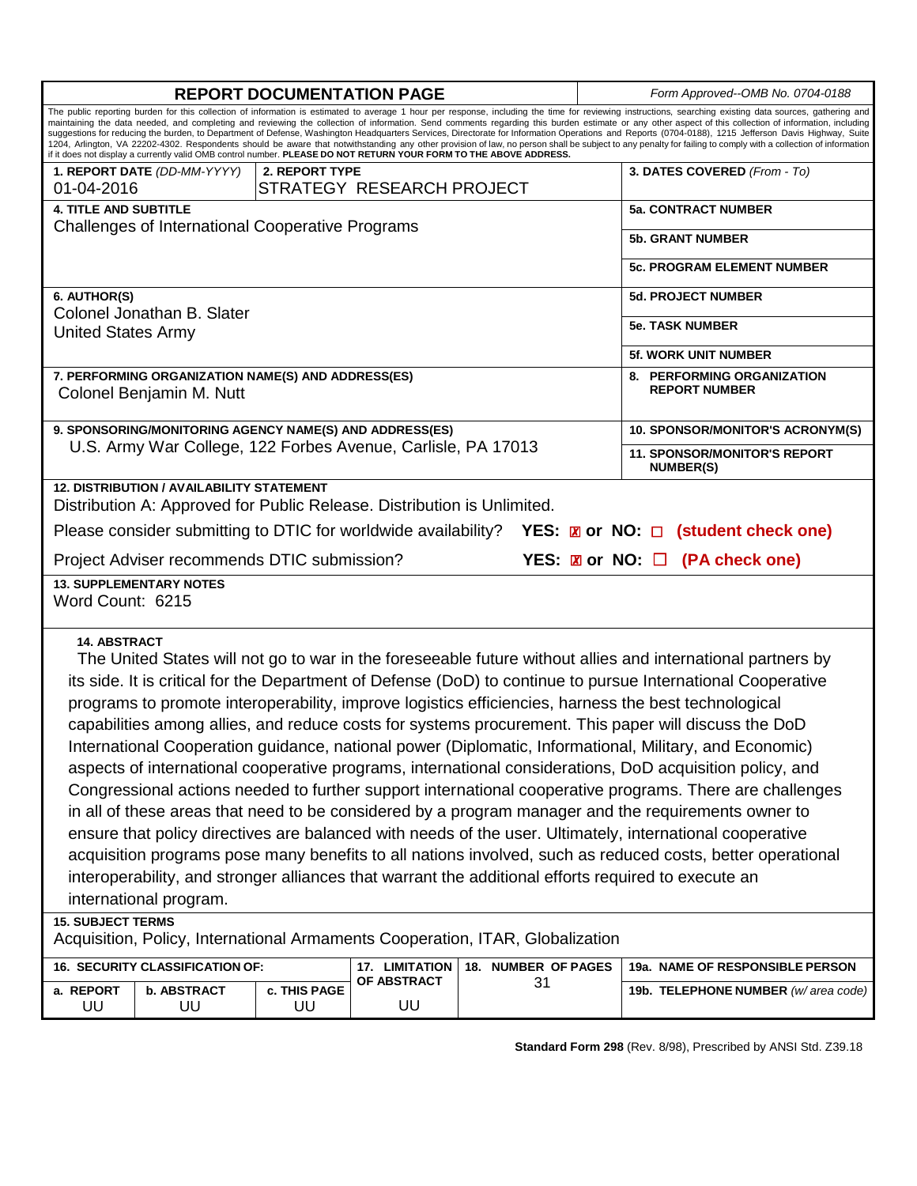# REPORT DOCUMENTATION PAGE

*Form Approved--OMB No. 0704-0188*

The public reporting burden for this collection of information is estimated to average 1 hour per response, including the time for reviewing instructions, searching existing data sources, gathering and maintaining the data needed, and completing and reviewing the collection of information. Send comments regarding this burden estimate or any other aspect of this collection of information, including suggestions for reducing the burden, to Department of Defense, Washington Headquarters Services, Directorate for Information Operations and Reports (0704-0188), 1215 Jefferson Davis Highway, Suite 1204, Arlington, VA 22202-4302. Respondents should be aware that notwithstanding any other provision of law, no person shall be subject to any penalty for failing to comply with a collection of information if it does not display a currently valid OMB control number. **PLEASE DO NOT RETURN YOUR FORM TO THE ABOVE ADDRESS.**

| | | |
|---|---|---|
| **1. REPORT DATE** *(DD-MM-YYYY)* 01-04-2016 | **2. REPORT TYPE** STRATEGY RESEARCH PROJECT | **3. DATES COVERED** *(From - To)* |
| **4. TITLE AND SUBTITLE** Challenges of International Cooperative Programs | | **5a. CONTRACT NUMBER** |
| | | **5b. GRANT NUMBER** |
| | | **5c. PROGRAM ELEMENT NUMBER** |
| **6. AUTHOR(S)** Colonel Jonathan B. Slater, United States Army | | **5d. PROJECT NUMBER** |
| | | **5e. TASK NUMBER** |
| | | **5f. WORK UNIT NUMBER** |
| **7. PERFORMING ORGANIZATION NAME(S) AND ADDRESS(ES)** Colonel Benjamin M. Nutt | | **8. PERFORMING ORGANIZATION REPORT NUMBER** |
| **9. SPONSORING/MONITORING AGENCY NAME(S) AND ADDRESS(ES)** U.S. Army War College, 122 Forbes Avenue, Carlisle, PA 17013 | | **10. SPONSOR/MONITOR'S ACRONYM(S)** |
| | | **11. SPONSOR/MONITOR'S REPORT NUMBER(S)** |

**12. DISTRIBUTION / AVAILABILITY STATEMENT**
Distribution A: Approved for Public Release. Distribution is Unlimited.

Please consider submitting to DTIC for worldwide availability? **YES: ☒ or NO: ☐ (student check one)**

Project Adviser recommends DTIC submission? **YES: ☒ or NO: ☐ (PA check one)**

**13. SUPPLEMENTARY NOTES**
Word Count: 6215

**14. ABSTRACT**

The United States will not go to war in the foreseeable future without allies and international partners by its side. It is critical for the Department of Defense (DoD) to continue to pursue International Cooperative programs to promote interoperability, improve logistics efficiencies, harness the best technological capabilities among allies, and reduce costs for systems procurement. This paper will discuss the DoD International Cooperation guidance, national power (Diplomatic, Informational, Military, and Economic) aspects of international cooperative programs, international considerations, DoD acquisition policy, and Congressional actions needed to further support international cooperative programs. There are challenges in all of these areas that need to be considered by a program manager and the requirements owner to ensure that policy directives are balanced with needs of the user. Ultimately, international cooperative acquisition programs pose many benefits to all nations involved, such as reduced costs, better operational interoperability, and stronger alliances that warrant the additional efforts required to execute an international program.

**15. SUBJECT TERMS**
Acquisition, Policy, International Armaments Cooperation, ITAR, Globalization

| 16. SECURITY CLASSIFICATION OF: | | | 17. LIMITATION OF ABSTRACT | 18. NUMBER OF PAGES | 19a. NAME OF RESPONSIBLE PERSON |
|---|---|---|---|---|---|
| a. REPORT | b. ABSTRACT | c. THIS PAGE | | | 19b. TELEPHONE NUMBER *(w/ area code)* |
| UU | UU | UU | UU | 31 | |

**Standard Form 298** (Rev. 8/98), Prescribed by ANSI Std. Z39.18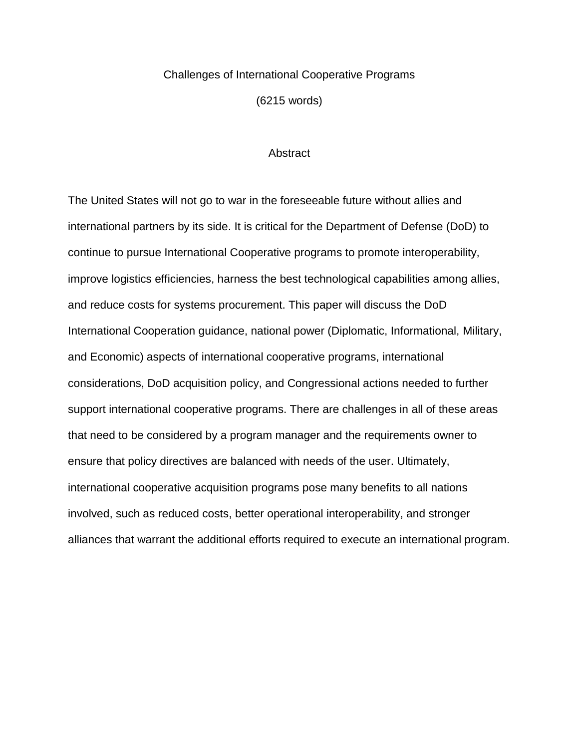# Challenges of International Cooperative Programs

(6215 words)

## Abstract

The United States will not go to war in the foreseeable future without allies and international partners by its side. It is critical for the Department of Defense (DoD) to continue to pursue International Cooperative programs to promote interoperability, improve logistics efficiencies, harness the best technological capabilities among allies, and reduce costs for systems procurement. This paper will discuss the DoD International Cooperation guidance, national power (Diplomatic, Informational, Military, and Economic) aspects of international cooperative programs, international considerations, DoD acquisition policy, and Congressional actions needed to further support international cooperative programs. There are challenges in all of these areas that need to be considered by a program manager and the requirements owner to ensure that policy directives are balanced with needs of the user. Ultimately, international cooperative acquisition programs pose many benefits to all nations involved, such as reduced costs, better operational interoperability, and stronger alliances that warrant the additional efforts required to execute an international program.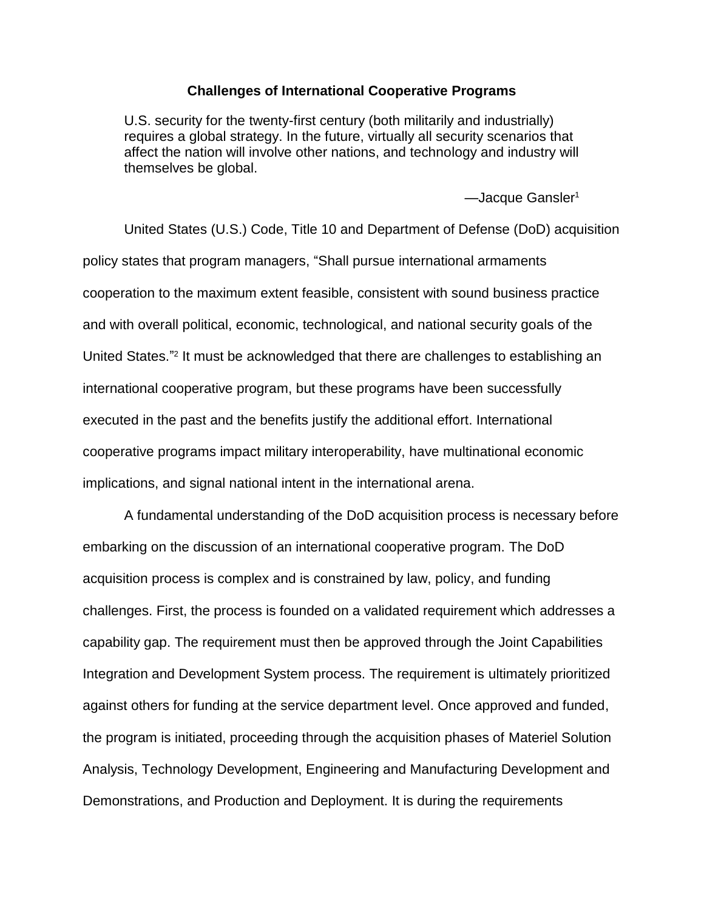## Challenges of International Cooperative Programs

> U.S. security for the twenty-first century (both militarily and industrially) requires a global strategy. In the future, virtually all security scenarios that affect the nation will involve other nations, and technology and industry will themselves be global.
>
> —Jacque Gansler[1]

United States (U.S.) Code, Title 10 and Department of Defense (DoD) acquisition policy states that program managers, "Shall pursue international armaments cooperation to the maximum extent feasible, consistent with sound business practice and with overall political, economic, technological, and national security goals of the United States."[2] It must be acknowledged that there are challenges to establishing an international cooperative program, but these programs have been successfully executed in the past and the benefits justify the additional effort. International cooperative programs impact military interoperability, have multinational economic implications, and signal national intent in the international arena.

A fundamental understanding of the DoD acquisition process is necessary before embarking on the discussion of an international cooperative program. The DoD acquisition process is complex and is constrained by law, policy, and funding challenges. First, the process is founded on a validated requirement which addresses a capability gap. The requirement must then be approved through the Joint Capabilities Integration and Development System process. The requirement is ultimately prioritized against others for funding at the service department level. Once approved and funded, the program is initiated, proceeding through the acquisition phases of Materiel Solution Analysis, Technology Development, Engineering and Manufacturing Development and Demonstrations, and Production and Deployment. It is during the requirements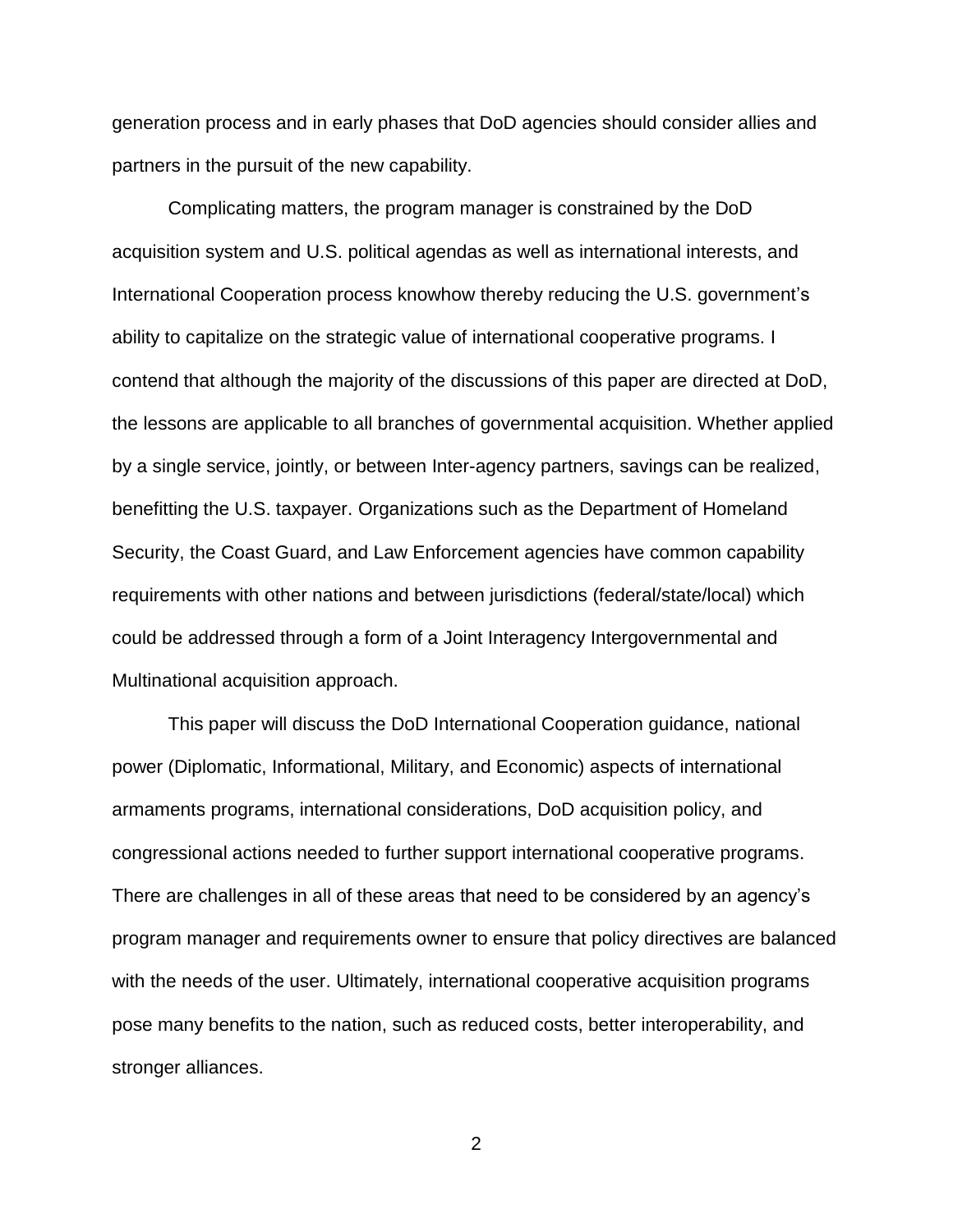generation process and in early phases that DoD agencies should consider allies and partners in the pursuit of the new capability.

Complicating matters, the program manager is constrained by the DoD acquisition system and U.S. political agendas as well as international interests, and International Cooperation process knowhow thereby reducing the U.S. government's ability to capitalize on the strategic value of international cooperative programs. I contend that although the majority of the discussions of this paper are directed at DoD, the lessons are applicable to all branches of governmental acquisition. Whether applied by a single service, jointly, or between Inter-agency partners, savings can be realized, benefitting the U.S. taxpayer. Organizations such as the Department of Homeland Security, the Coast Guard, and Law Enforcement agencies have common capability requirements with other nations and between jurisdictions (federal/state/local) which could be addressed through a form of a Joint Interagency Intergovernmental and Multinational acquisition approach.

This paper will discuss the DoD International Cooperation guidance, national power (Diplomatic, Informational, Military, and Economic) aspects of international armaments programs, international considerations, DoD acquisition policy, and congressional actions needed to further support international cooperative programs. There are challenges in all of these areas that need to be considered by an agency's program manager and requirements owner to ensure that policy directives are balanced with the needs of the user. Ultimately, international cooperative acquisition programs pose many benefits to the nation, such as reduced costs, better interoperability, and stronger alliances.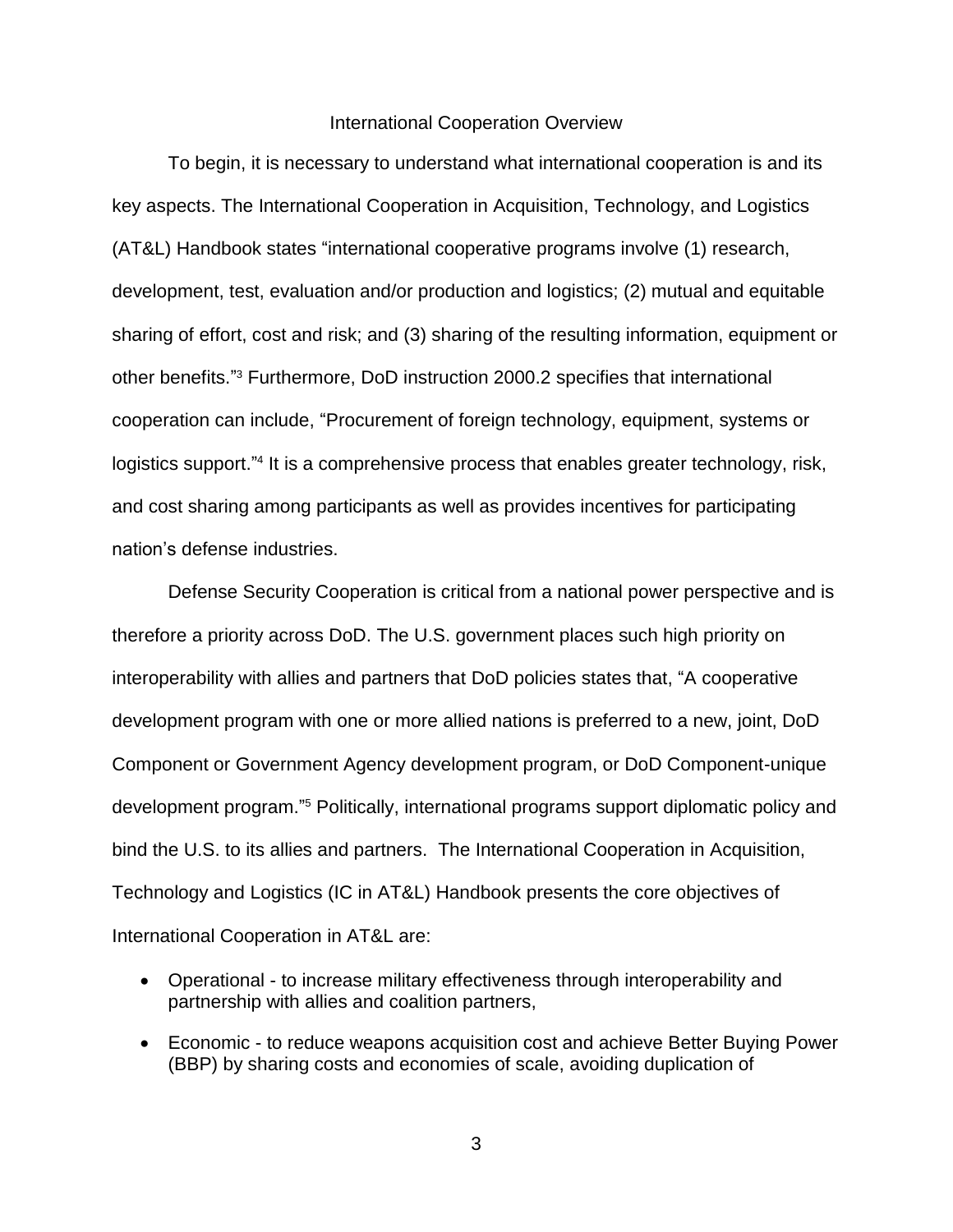## International Cooperation Overview

To begin, it is necessary to understand what international cooperation is and its key aspects. The International Cooperation in Acquisition, Technology, and Logistics (AT&L) Handbook states "international cooperative programs involve (1) research, development, test, evaluation and/or production and logistics; (2) mutual and equitable sharing of effort, cost and risk; and (3) sharing of the resulting information, equipment or other benefits."[3] Furthermore, DoD instruction 2000.2 specifies that international cooperation can include, "Procurement of foreign technology, equipment, systems or logistics support."[4] It is a comprehensive process that enables greater technology, risk, and cost sharing among participants as well as provides incentives for participating nation's defense industries.

Defense Security Cooperation is critical from a national power perspective and is therefore a priority across DoD. The U.S. government places such high priority on interoperability with allies and partners that DoD policies states that, "A cooperative development program with one or more allied nations is preferred to a new, joint, DoD Component or Government Agency development program, or DoD Component-unique development program."[5] Politically, international programs support diplomatic policy and bind the U.S. to its allies and partners. The International Cooperation in Acquisition, Technology and Logistics (IC in AT&L) Handbook presents the core objectives of International Cooperation in AT&L are:

- Operational - to increase military effectiveness through interoperability and partnership with allies and coalition partners,
- Economic - to reduce weapons acquisition cost and achieve Better Buying Power (BBP) by sharing costs and economies of scale, avoiding duplication of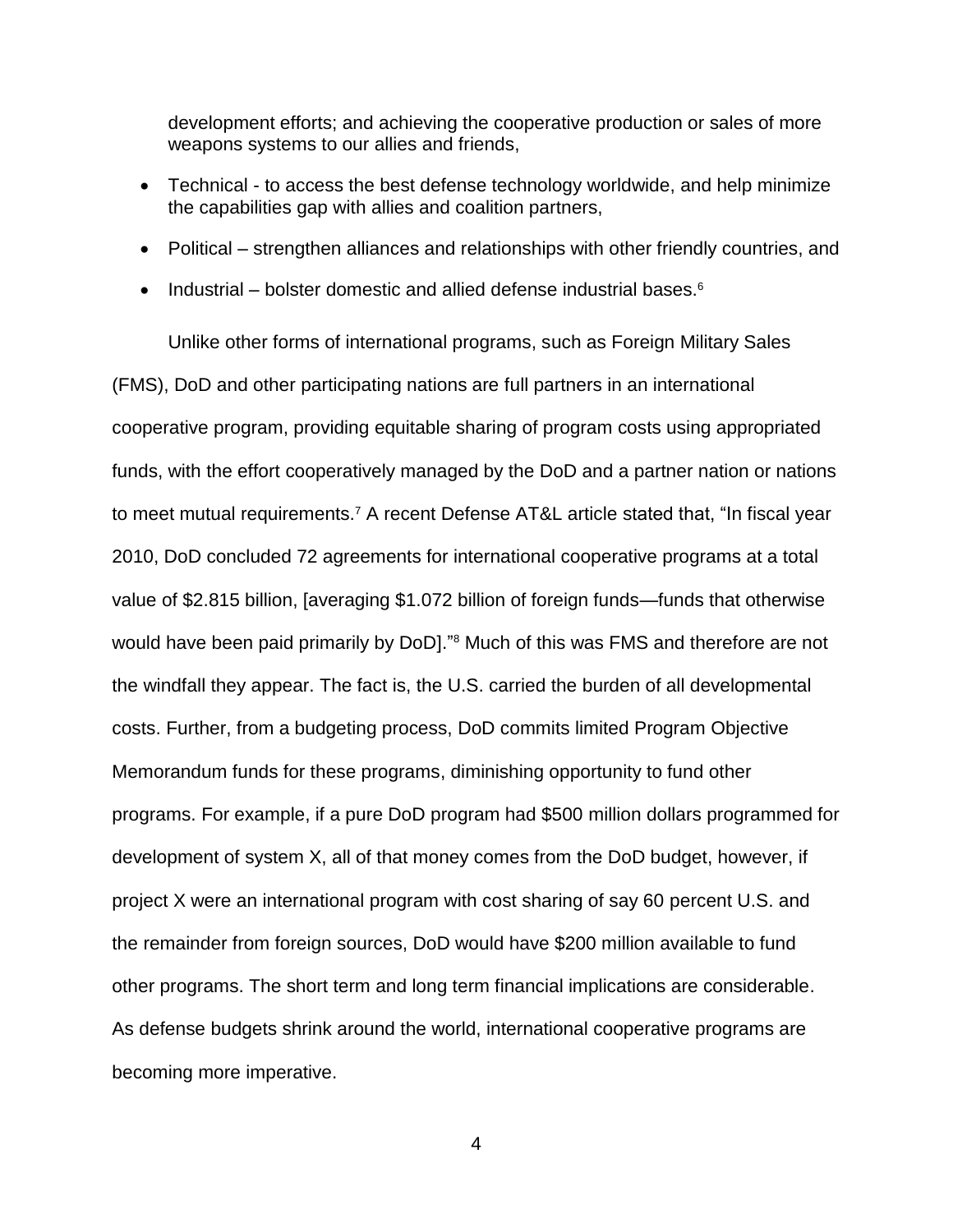development efforts; and achieving the cooperative production or sales of more weapons systems to our allies and friends,

- Technical - to access the best defense technology worldwide, and help minimize the capabilities gap with allies and coalition partners,
- Political – strengthen alliances and relationships with other friendly countries, and
- Industrial – bolster domestic and allied defense industrial bases.[6]

Unlike other forms of international programs, such as Foreign Military Sales (FMS), DoD and other participating nations are full partners in an international cooperative program, providing equitable sharing of program costs using appropriated funds, with the effort cooperatively managed by the DoD and a partner nation or nations to meet mutual requirements.[7] A recent Defense AT&L article stated that, "In fiscal year 2010, DoD concluded 72 agreements for international cooperative programs at a total value of $2.815 billion, [averaging $1.072 billion of foreign funds—funds that otherwise would have been paid primarily by DoD]."[8] Much of this was FMS and therefore are not the windfall they appear. The fact is, the U.S. carried the burden of all developmental costs. Further, from a budgeting process, DoD commits limited Program Objective Memorandum funds for these programs, diminishing opportunity to fund other programs. For example, if a pure DoD program had $500 million dollars programmed for development of system X, all of that money comes from the DoD budget, however, if project X were an international program with cost sharing of say 60 percent U.S. and the remainder from foreign sources, DoD would have $200 million available to fund other programs. The short term and long term financial implications are considerable. As defense budgets shrink around the world, international cooperative programs are becoming more imperative.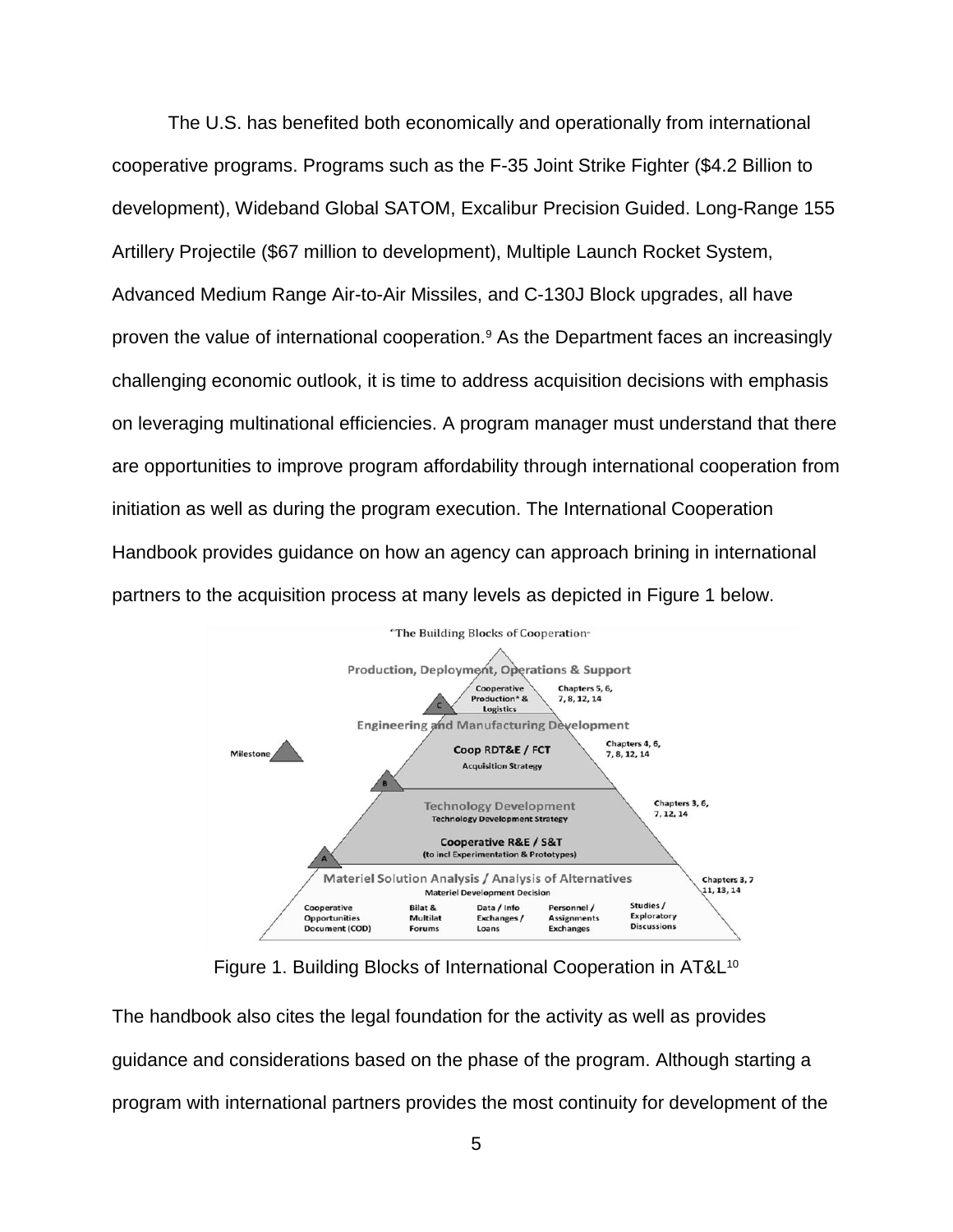The U.S. has benefited both economically and operationally from international cooperative programs. Programs such as the F-35 Joint Strike Fighter ($4.2 Billion to development), Wideband Global SATOM, Excalibur Precision Guided. Long-Range 155 Artillery Projectile ($67 million to development), Multiple Launch Rocket System, Advanced Medium Range Air-to-Air Missiles, and C-130J Block upgrades, all have proven the value of international cooperation.[9] As the Department faces an increasingly challenging economic outlook, it is time to address acquisition decisions with emphasis on leveraging multinational efficiencies. A program manager must understand that there are opportunities to improve program affordability through international cooperation from initiation as well as during the program execution. The International Cooperation Handbook provides guidance on how an agency can approach brining in international partners to the acquisition process at many levels as depicted in Figure 1 below.

Figure 1. Building Blocks of International Cooperation in AT&L[10]

The handbook also cites the legal foundation for the activity as well as provides guidance and considerations based on the phase of the program. Although starting a program with international partners provides the most continuity for development of the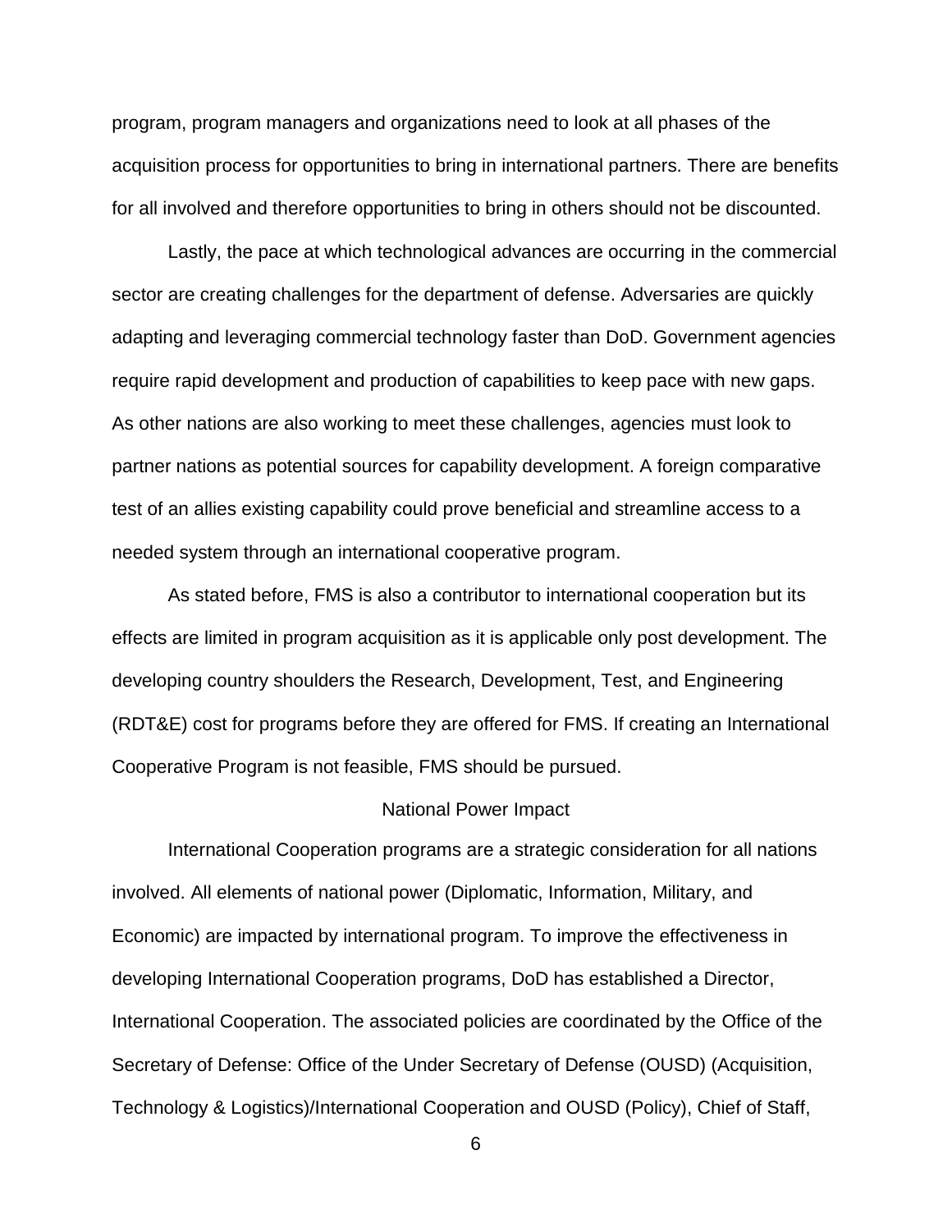program, program managers and organizations need to look at all phases of the acquisition process for opportunities to bring in international partners. There are benefits for all involved and therefore opportunities to bring in others should not be discounted.

Lastly, the pace at which technological advances are occurring in the commercial sector are creating challenges for the department of defense. Adversaries are quickly adapting and leveraging commercial technology faster than DoD. Government agencies require rapid development and production of capabilities to keep pace with new gaps. As other nations are also working to meet these challenges, agencies must look to partner nations as potential sources for capability development. A foreign comparative test of an allies existing capability could prove beneficial and streamline access to a needed system through an international cooperative program.

As stated before, FMS is also a contributor to international cooperation but its effects are limited in program acquisition as it is applicable only post development. The developing country shoulders the Research, Development, Test, and Engineering (RDT&E) cost for programs before they are offered for FMS. If creating an International Cooperative Program is not feasible, FMS should be pursued.

## National Power Impact

International Cooperation programs are a strategic consideration for all nations involved. All elements of national power (Diplomatic, Information, Military, and Economic) are impacted by international program. To improve the effectiveness in developing International Cooperation programs, DoD has established a Director, International Cooperation. The associated policies are coordinated by the Office of the Secretary of Defense: Office of the Under Secretary of Defense (OUSD) (Acquisition, Technology & Logistics)/International Cooperation and OUSD (Policy), Chief of Staff,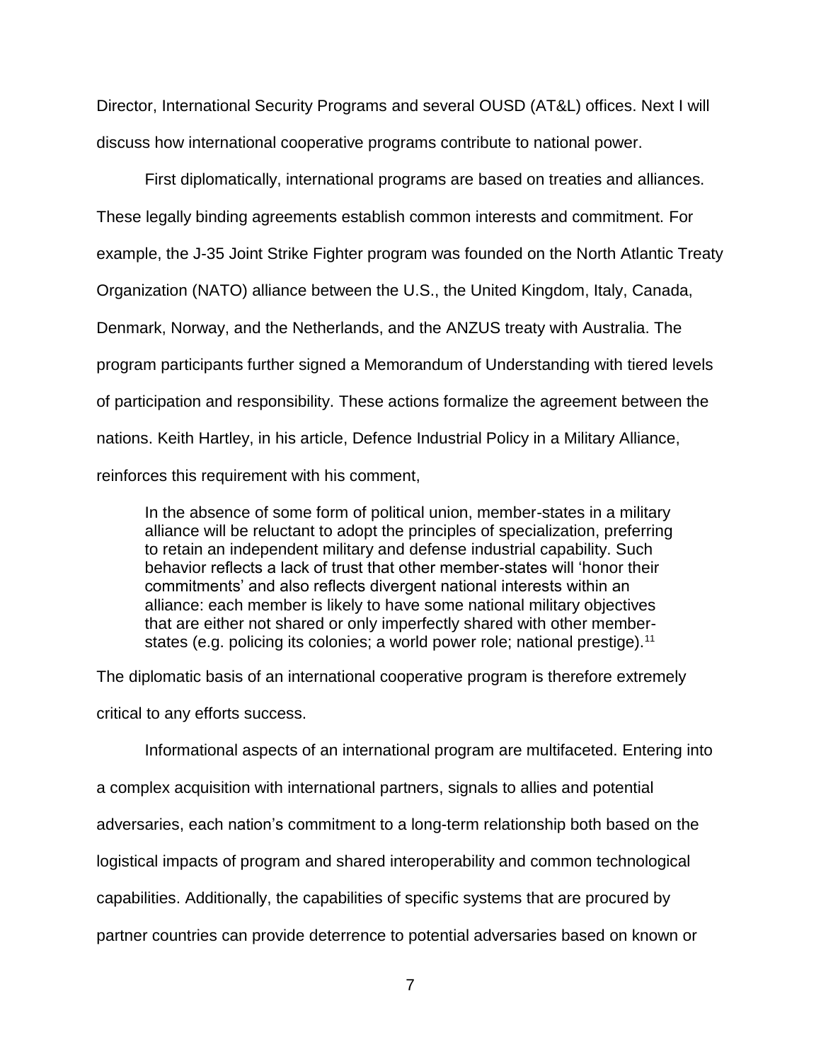Director, International Security Programs and several OUSD (AT&L) offices. Next I will discuss how international cooperative programs contribute to national power.

First diplomatically, international programs are based on treaties and alliances. These legally binding agreements establish common interests and commitment. For example, the J-35 Joint Strike Fighter program was founded on the North Atlantic Treaty Organization (NATO) alliance between the U.S., the United Kingdom, Italy, Canada, Denmark, Norway, and the Netherlands, and the ANZUS treaty with Australia. The program participants further signed a Memorandum of Understanding with tiered levels of participation and responsibility. These actions formalize the agreement between the nations. Keith Hartley, in his article, Defence Industrial Policy in a Military Alliance, reinforces this requirement with his comment,

> In the absence of some form of political union, member-states in a military alliance will be reluctant to adopt the principles of specialization, preferring to retain an independent military and defense industrial capability. Such behavior reflects a lack of trust that other member-states will 'honor their commitments' and also reflects divergent national interests within an alliance: each member is likely to have some national military objectives that are either not shared or only imperfectly shared with other member-states (e.g. policing its colonies; a world power role; national prestige).[11]

The diplomatic basis of an international cooperative program is therefore extremely critical to any efforts success.

Informational aspects of an international program are multifaceted. Entering into a complex acquisition with international partners, signals to allies and potential adversaries, each nation's commitment to a long-term relationship both based on the logistical impacts of program and shared interoperability and common technological capabilities. Additionally, the capabilities of specific systems that are procured by partner countries can provide deterrence to potential adversaries based on known or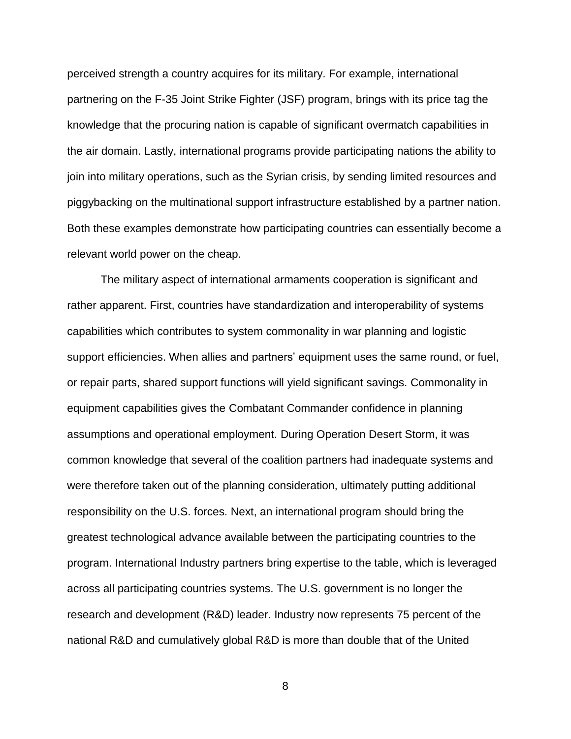perceived strength a country acquires for its military. For example, international partnering on the F-35 Joint Strike Fighter (JSF) program, brings with its price tag the knowledge that the procuring nation is capable of significant overmatch capabilities in the air domain. Lastly, international programs provide participating nations the ability to join into military operations, such as the Syrian crisis, by sending limited resources and piggybacking on the multinational support infrastructure established by a partner nation. Both these examples demonstrate how participating countries can essentially become a relevant world power on the cheap.

The military aspect of international armaments cooperation is significant and rather apparent. First, countries have standardization and interoperability of systems capabilities which contributes to system commonality in war planning and logistic support efficiencies. When allies and partners' equipment uses the same round, or fuel, or repair parts, shared support functions will yield significant savings. Commonality in equipment capabilities gives the Combatant Commander confidence in planning assumptions and operational employment. During Operation Desert Storm, it was common knowledge that several of the coalition partners had inadequate systems and were therefore taken out of the planning consideration, ultimately putting additional responsibility on the U.S. forces. Next, an international program should bring the greatest technological advance available between the participating countries to the program. International Industry partners bring expertise to the table, which is leveraged across all participating countries systems. The U.S. government is no longer the research and development (R&D) leader. Industry now represents 75 percent of the national R&D and cumulatively global R&D is more than double that of the United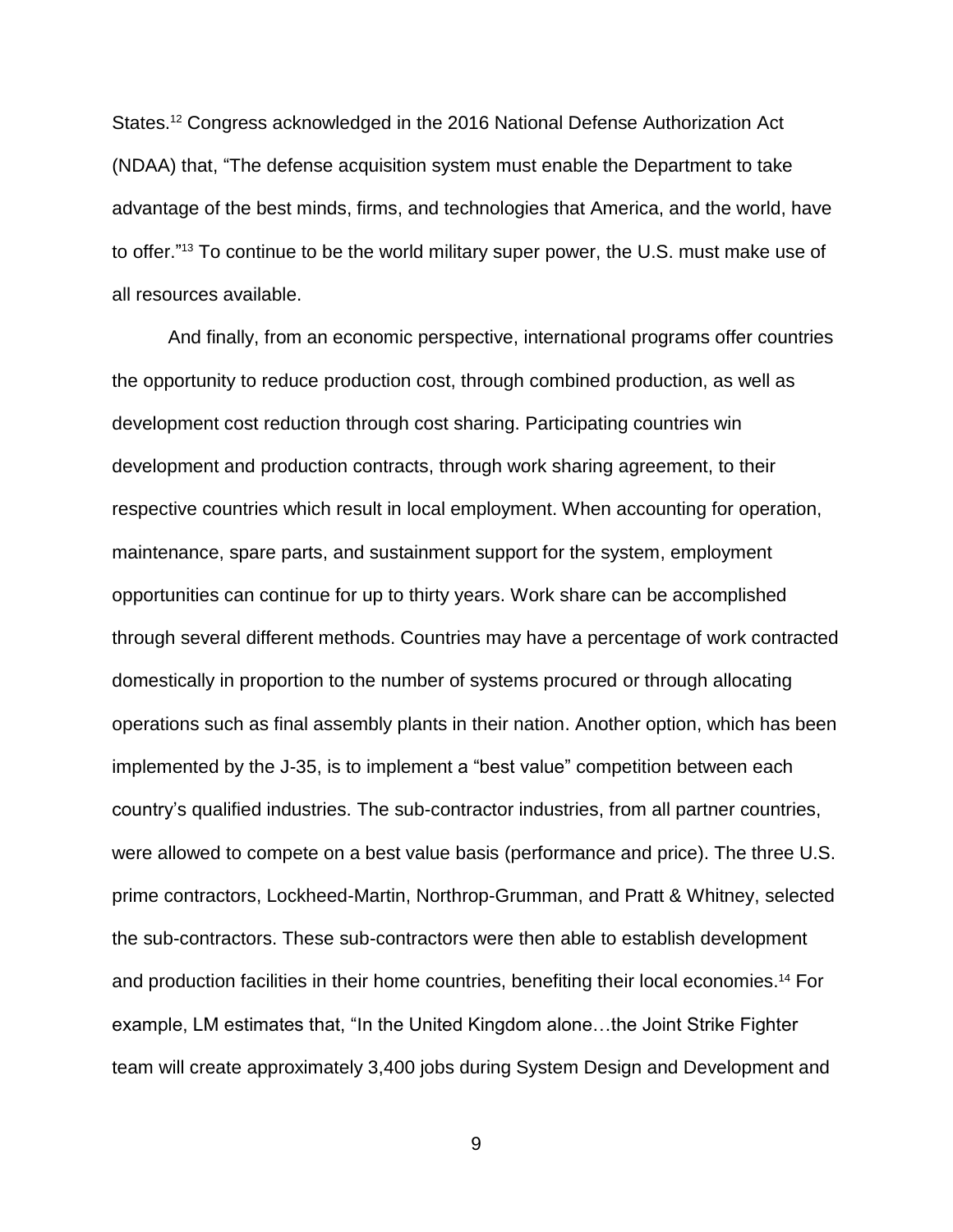States.[12] Congress acknowledged in the 2016 National Defense Authorization Act (NDAA) that, "The defense acquisition system must enable the Department to take advantage of the best minds, firms, and technologies that America, and the world, have to offer."[13] To continue to be the world military super power, the U.S. must make use of all resources available.

And finally, from an economic perspective, international programs offer countries the opportunity to reduce production cost, through combined production, as well as development cost reduction through cost sharing. Participating countries win development and production contracts, through work sharing agreement, to their respective countries which result in local employment. When accounting for operation, maintenance, spare parts, and sustainment support for the system, employment opportunities can continue for up to thirty years. Work share can be accomplished through several different methods. Countries may have a percentage of work contracted domestically in proportion to the number of systems procured or through allocating operations such as final assembly plants in their nation. Another option, which has been implemented by the J-35, is to implement a "best value" competition between each country's qualified industries. The sub-contractor industries, from all partner countries, were allowed to compete on a best value basis (performance and price). The three U.S. prime contractors, Lockheed-Martin, Northrop-Grumman, and Pratt & Whitney, selected the sub-contractors. These sub-contractors were then able to establish development and production facilities in their home countries, benefiting their local economies.[14] For example, LM estimates that, "In the United Kingdom alone…the Joint Strike Fighter team will create approximately 3,400 jobs during System Design and Development and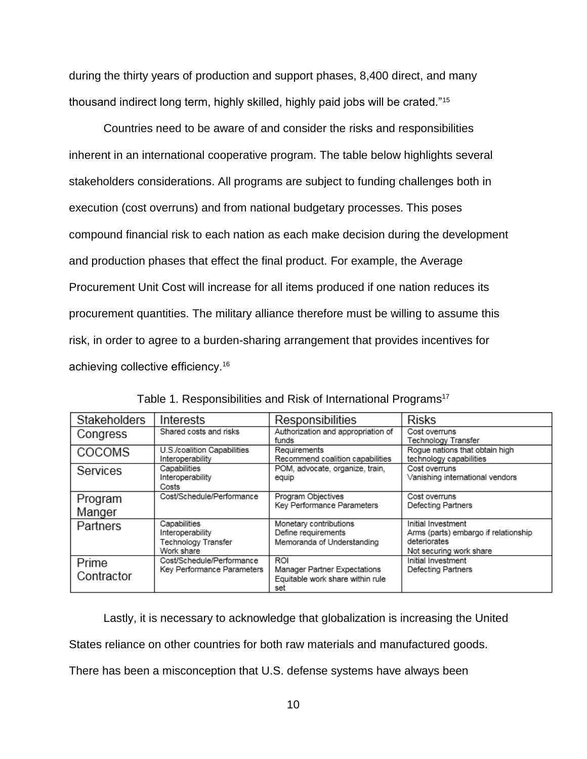during the thirty years of production and support phases, 8,400 direct, and many thousand indirect long term, highly skilled, highly paid jobs will be crated."[15]

Countries need to be aware of and consider the risks and responsibilities inherent in an international cooperative program. The table below highlights several stakeholders considerations. All programs are subject to funding challenges both in execution (cost overruns) and from national budgetary processes. This poses compound financial risk to each nation as each make decision during the development and production phases that effect the final product. For example, the Average Procurement Unit Cost will increase for all items produced if one nation reduces its procurement quantities. The military alliance therefore must be willing to assume this risk, in order to agree to a burden-sharing arrangement that provides incentives for achieving collective efficiency.[16]

Table 1. Responsibilities and Risk of International Programs[17]

| Stakeholders | Interests | Responsibilities | Risks |
| --- | --- | --- | --- |
| Congress | Shared costs and risks | Authorization and appropriation of funds | Cost overruns<br>Technology Transfer |
| COCOMS | U.S./coalition Capabilities<br>Interoperability | Requirements<br>Recommend coalition capabilities | Rogue nations that obtain high technology capabilities |
| Services | Capabilities<br>Interoperability<br>Costs | POM, advocate, organize, train, equip | Cost overruns<br>Vanishing international vendors |
| Program Manger | Cost/Schedule/Performance | Program Objectives<br>Key Performance Parameters | Cost overruns<br>Defecting Partners |
| Partners | Capabilities<br>Interoperability<br>Technology Transfer<br>Work share | Monetary contributions<br>Define requirements<br>Memoranda of Understanding | Initial Investment<br>Arms (parts) embargo if relationship deteriorates<br>Not securing work share |
| Prime Contractor | Cost/Schedule/Performance<br>Key Performance Parameters | ROI<br>Manager Partner Expectations<br>Equitable work share within rule set | Initial Investment<br>Defecting Partners |

Lastly, it is necessary to acknowledge that globalization is increasing the United States reliance on other countries for both raw materials and manufactured goods. There has been a misconception that U.S. defense systems have always been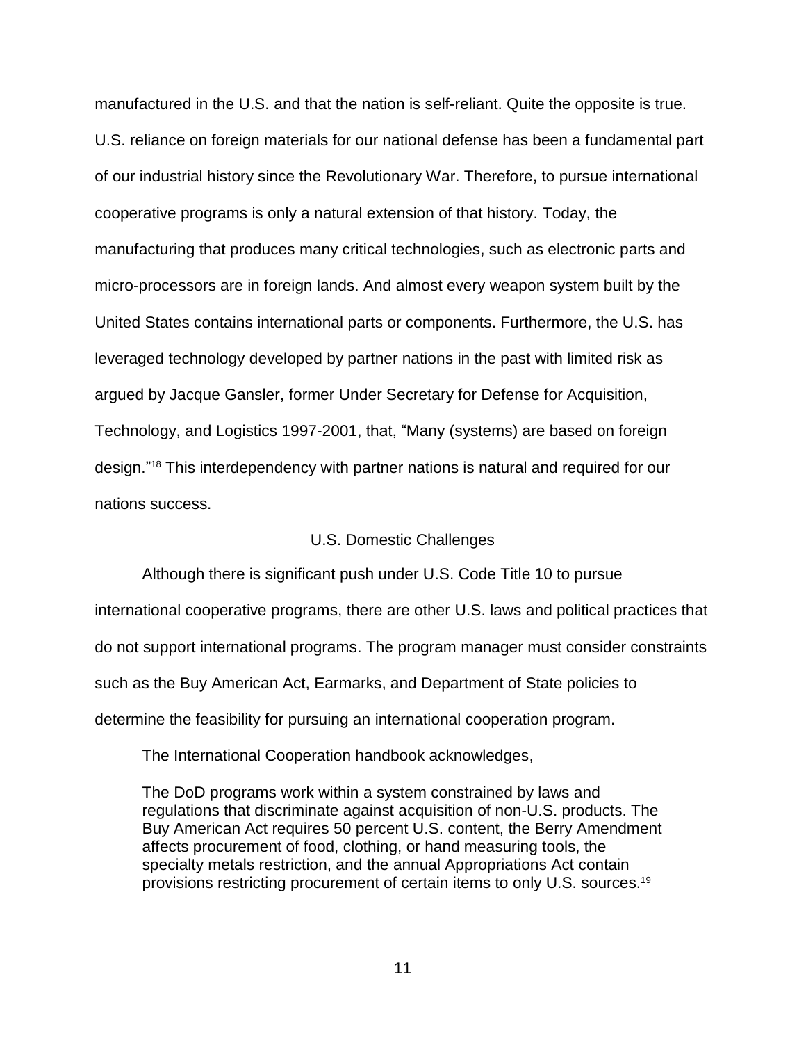manufactured in the U.S. and that the nation is self-reliant. Quite the opposite is true. U.S. reliance on foreign materials for our national defense has been a fundamental part of our industrial history since the Revolutionary War. Therefore, to pursue international cooperative programs is only a natural extension of that history. Today, the manufacturing that produces many critical technologies, such as electronic parts and micro-processors are in foreign lands. And almost every weapon system built by the United States contains international parts or components. Furthermore, the U.S. has leveraged technology developed by partner nations in the past with limited risk as argued by Jacque Gansler, former Under Secretary for Defense for Acquisition, Technology, and Logistics 1997-2001, that, "Many (systems) are based on foreign design."[18] This interdependency with partner nations is natural and required for our nations success.

## U.S. Domestic Challenges

Although there is significant push under U.S. Code Title 10 to pursue international cooperative programs, there are other U.S. laws and political practices that do not support international programs. The program manager must consider constraints such as the Buy American Act, Earmarks, and Department of State policies to determine the feasibility for pursuing an international cooperation program.

The International Cooperation handbook acknowledges,

> The DoD programs work within a system constrained by laws and regulations that discriminate against acquisition of non-U.S. products. The Buy American Act requires 50 percent U.S. content, the Berry Amendment affects procurement of food, clothing, or hand measuring tools, the specialty metals restriction, and the annual Appropriations Act contain provisions restricting procurement of certain items to only U.S. sources.[19]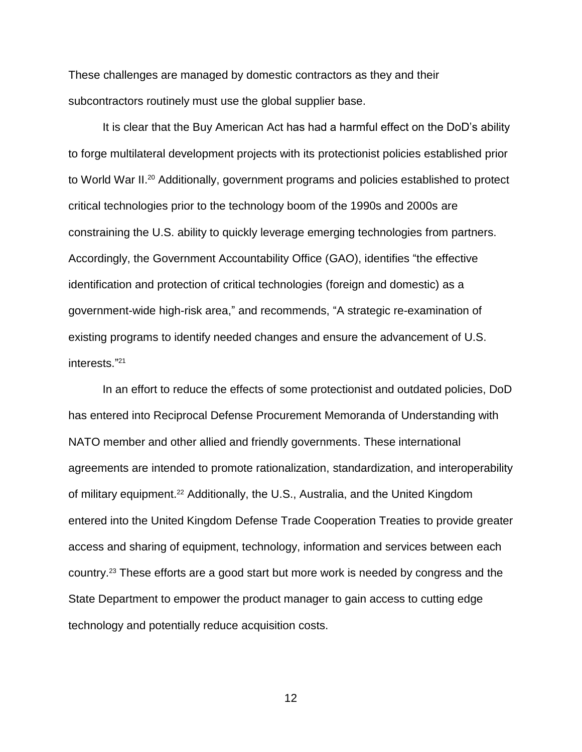These challenges are managed by domestic contractors as they and their subcontractors routinely must use the global supplier base.

It is clear that the Buy American Act has had a harmful effect on the DoD's ability to forge multilateral development projects with its protectionist policies established prior to World War II.[20] Additionally, government programs and policies established to protect critical technologies prior to the technology boom of the 1990s and 2000s are constraining the U.S. ability to quickly leverage emerging technologies from partners. Accordingly, the Government Accountability Office (GAO), identifies "the effective identification and protection of critical technologies (foreign and domestic) as a government-wide high-risk area," and recommends, "A strategic re-examination of existing programs to identify needed changes and ensure the advancement of U.S. interests."[21]

In an effort to reduce the effects of some protectionist and outdated policies, DoD has entered into Reciprocal Defense Procurement Memoranda of Understanding with NATO member and other allied and friendly governments. These international agreements are intended to promote rationalization, standardization, and interoperability of military equipment.[22] Additionally, the U.S., Australia, and the United Kingdom entered into the United Kingdom Defense Trade Cooperation Treaties to provide greater access and sharing of equipment, technology, information and services between each country.[23] These efforts are a good start but more work is needed by congress and the State Department to empower the product manager to gain access to cutting edge technology and potentially reduce acquisition costs.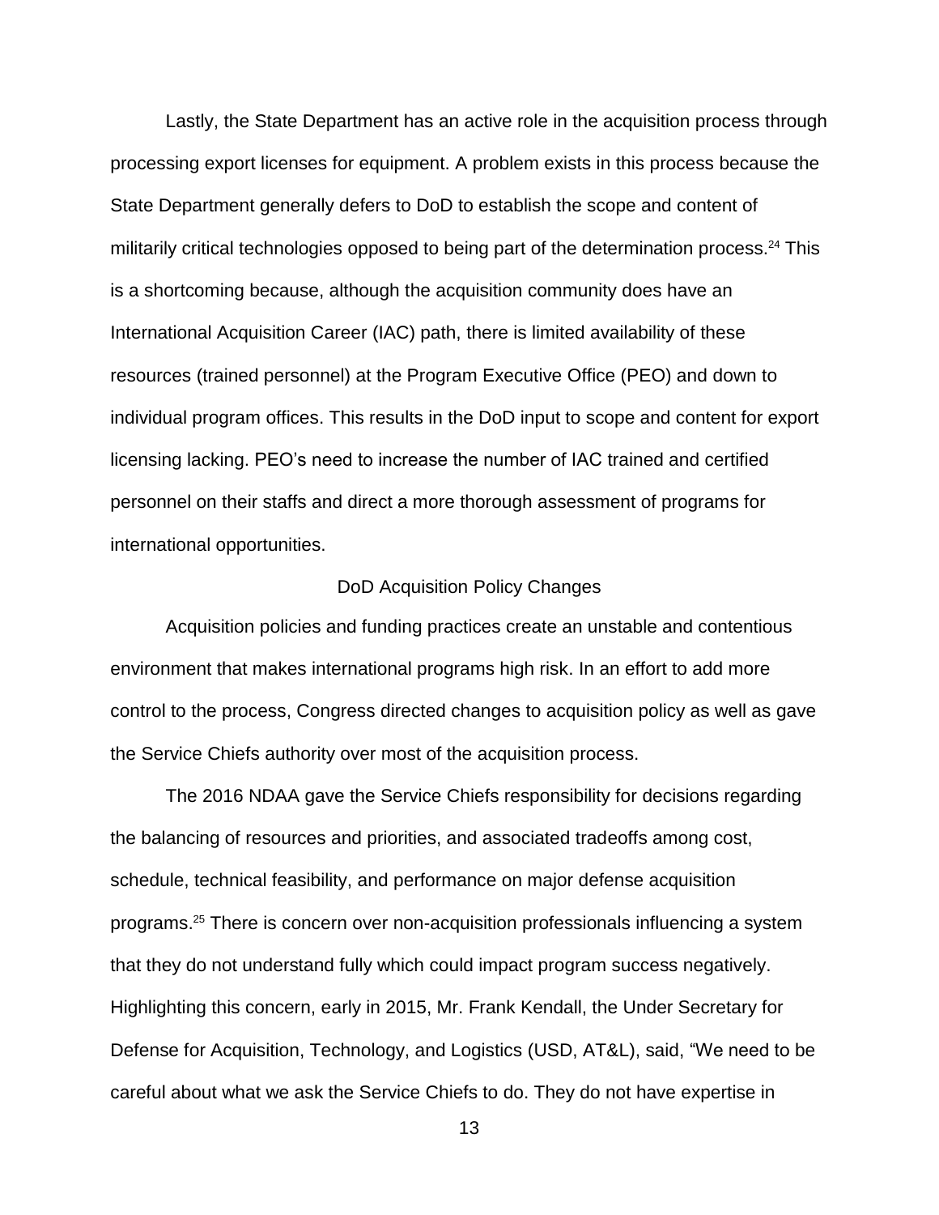Lastly, the State Department has an active role in the acquisition process through processing export licenses for equipment. A problem exists in this process because the State Department generally defers to DoD to establish the scope and content of militarily critical technologies opposed to being part of the determination process.[24] This is a shortcoming because, although the acquisition community does have an International Acquisition Career (IAC) path, there is limited availability of these resources (trained personnel) at the Program Executive Office (PEO) and down to individual program offices. This results in the DoD input to scope and content for export licensing lacking. PEO's need to increase the number of IAC trained and certified personnel on their staffs and direct a more thorough assessment of programs for international opportunities.

## DoD Acquisition Policy Changes

Acquisition policies and funding practices create an unstable and contentious environment that makes international programs high risk. In an effort to add more control to the process, Congress directed changes to acquisition policy as well as gave the Service Chiefs authority over most of the acquisition process.

The 2016 NDAA gave the Service Chiefs responsibility for decisions regarding the balancing of resources and priorities, and associated tradeoffs among cost, schedule, technical feasibility, and performance on major defense acquisition programs.[25] There is concern over non-acquisition professionals influencing a system that they do not understand fully which could impact program success negatively. Highlighting this concern, early in 2015, Mr. Frank Kendall, the Under Secretary for Defense for Acquisition, Technology, and Logistics (USD, AT&L), said, "We need to be careful about what we ask the Service Chiefs to do. They do not have expertise in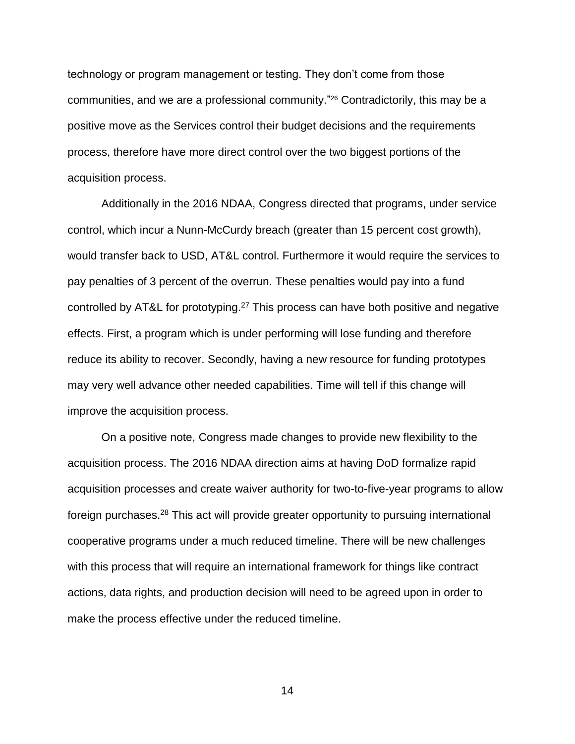technology or program management or testing. They don't come from those communities, and we are a professional community."[26] Contradictorily, this may be a positive move as the Services control their budget decisions and the requirements process, therefore have more direct control over the two biggest portions of the acquisition process.

Additionally in the 2016 NDAA, Congress directed that programs, under service control, which incur a Nunn-McCurdy breach (greater than 15 percent cost growth), would transfer back to USD, AT&L control. Furthermore it would require the services to pay penalties of 3 percent of the overrun. These penalties would pay into a fund controlled by AT&L for prototyping.[27] This process can have both positive and negative effects. First, a program which is under performing will lose funding and therefore reduce its ability to recover. Secondly, having a new resource for funding prototypes may very well advance other needed capabilities. Time will tell if this change will improve the acquisition process.

On a positive note, Congress made changes to provide new flexibility to the acquisition process. The 2016 NDAA direction aims at having DoD formalize rapid acquisition processes and create waiver authority for two-to-five-year programs to allow foreign purchases.[28] This act will provide greater opportunity to pursuing international cooperative programs under a much reduced timeline. There will be new challenges with this process that will require an international framework for things like contract actions, data rights, and production decision will need to be agreed upon in order to make the process effective under the reduced timeline.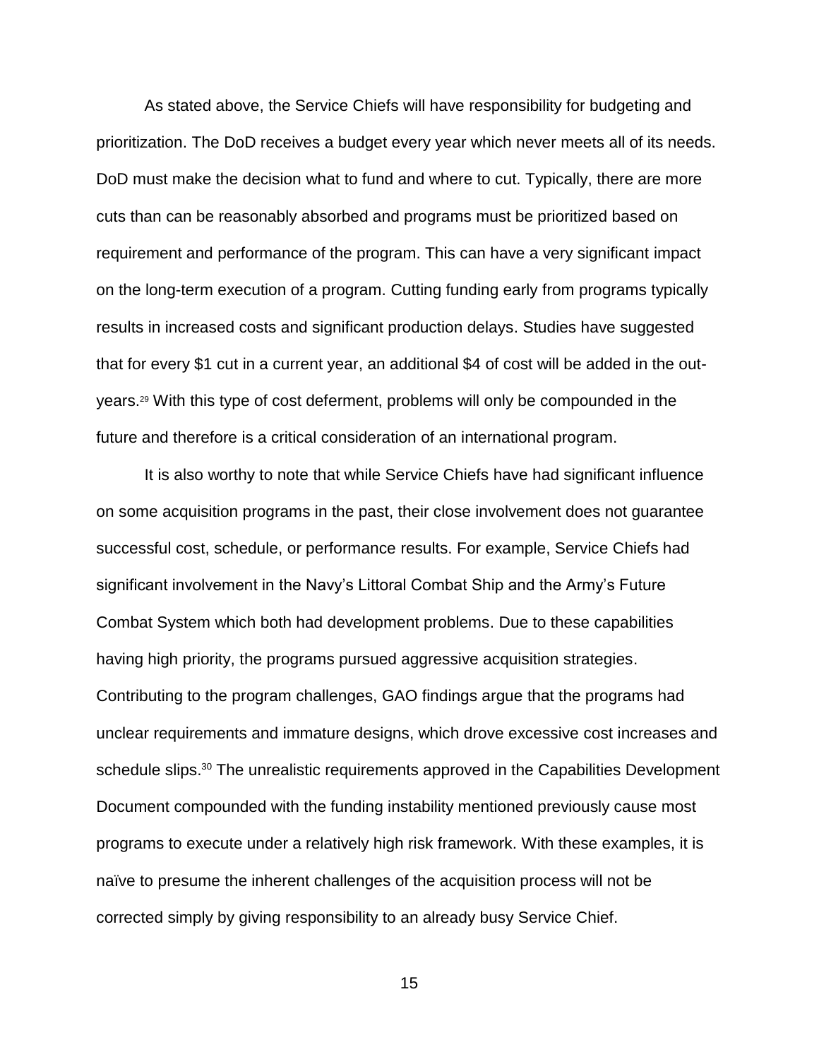As stated above, the Service Chiefs will have responsibility for budgeting and prioritization. The DoD receives a budget every year which never meets all of its needs. DoD must make the decision what to fund and where to cut. Typically, there are more cuts than can be reasonably absorbed and programs must be prioritized based on requirement and performance of the program. This can have a very significant impact on the long-term execution of a program. Cutting funding early from programs typically results in increased costs and significant production delays. Studies have suggested that for every $1 cut in a current year, an additional $4 of cost will be added in the out-years.[29] With this type of cost deferment, problems will only be compounded in the future and therefore is a critical consideration of an international program.

It is also worthy to note that while Service Chiefs have had significant influence on some acquisition programs in the past, their close involvement does not guarantee successful cost, schedule, or performance results. For example, Service Chiefs had significant involvement in the Navy's Littoral Combat Ship and the Army's Future Combat System which both had development problems. Due to these capabilities having high priority, the programs pursued aggressive acquisition strategies. Contributing to the program challenges, GAO findings argue that the programs had unclear requirements and immature designs, which drove excessive cost increases and schedule slips.[30] The unrealistic requirements approved in the Capabilities Development Document compounded with the funding instability mentioned previously cause most programs to execute under a relatively high risk framework. With these examples, it is naïve to presume the inherent challenges of the acquisition process will not be corrected simply by giving responsibility to an already busy Service Chief.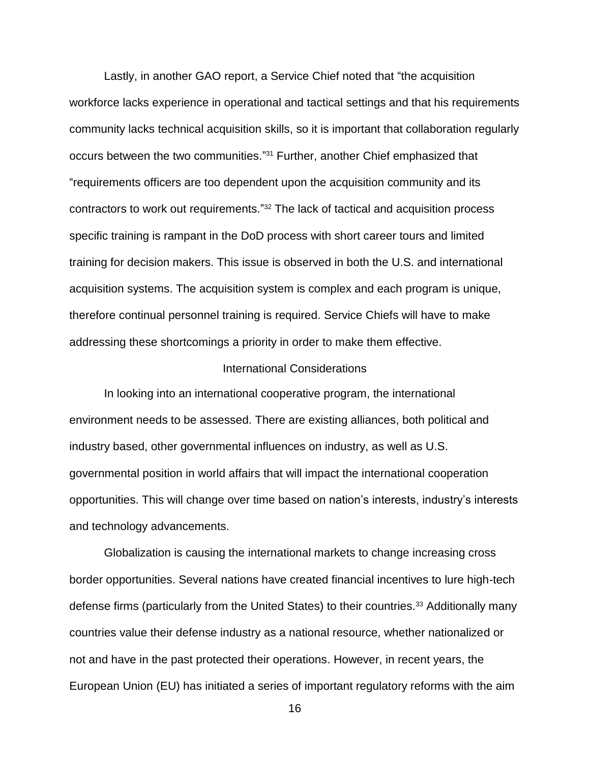Lastly, in another GAO report, a Service Chief noted that "the acquisition workforce lacks experience in operational and tactical settings and that his requirements community lacks technical acquisition skills, so it is important that collaboration regularly occurs between the two communities."[31] Further, another Chief emphasized that "requirements officers are too dependent upon the acquisition community and its contractors to work out requirements."[32] The lack of tactical and acquisition process specific training is rampant in the DoD process with short career tours and limited training for decision makers. This issue is observed in both the U.S. and international acquisition systems. The acquisition system is complex and each program is unique, therefore continual personnel training is required. Service Chiefs will have to make addressing these shortcomings a priority in order to make them effective.

## International Considerations

In looking into an international cooperative program, the international environment needs to be assessed. There are existing alliances, both political and industry based, other governmental influences on industry, as well as U.S. governmental position in world affairs that will impact the international cooperation opportunities. This will change over time based on nation's interests, industry's interests and technology advancements.

Globalization is causing the international markets to change increasing cross border opportunities. Several nations have created financial incentives to lure high-tech defense firms (particularly from the United States) to their countries.[33] Additionally many countries value their defense industry as a national resource, whether nationalized or not and have in the past protected their operations. However, in recent years, the European Union (EU) has initiated a series of important regulatory reforms with the aim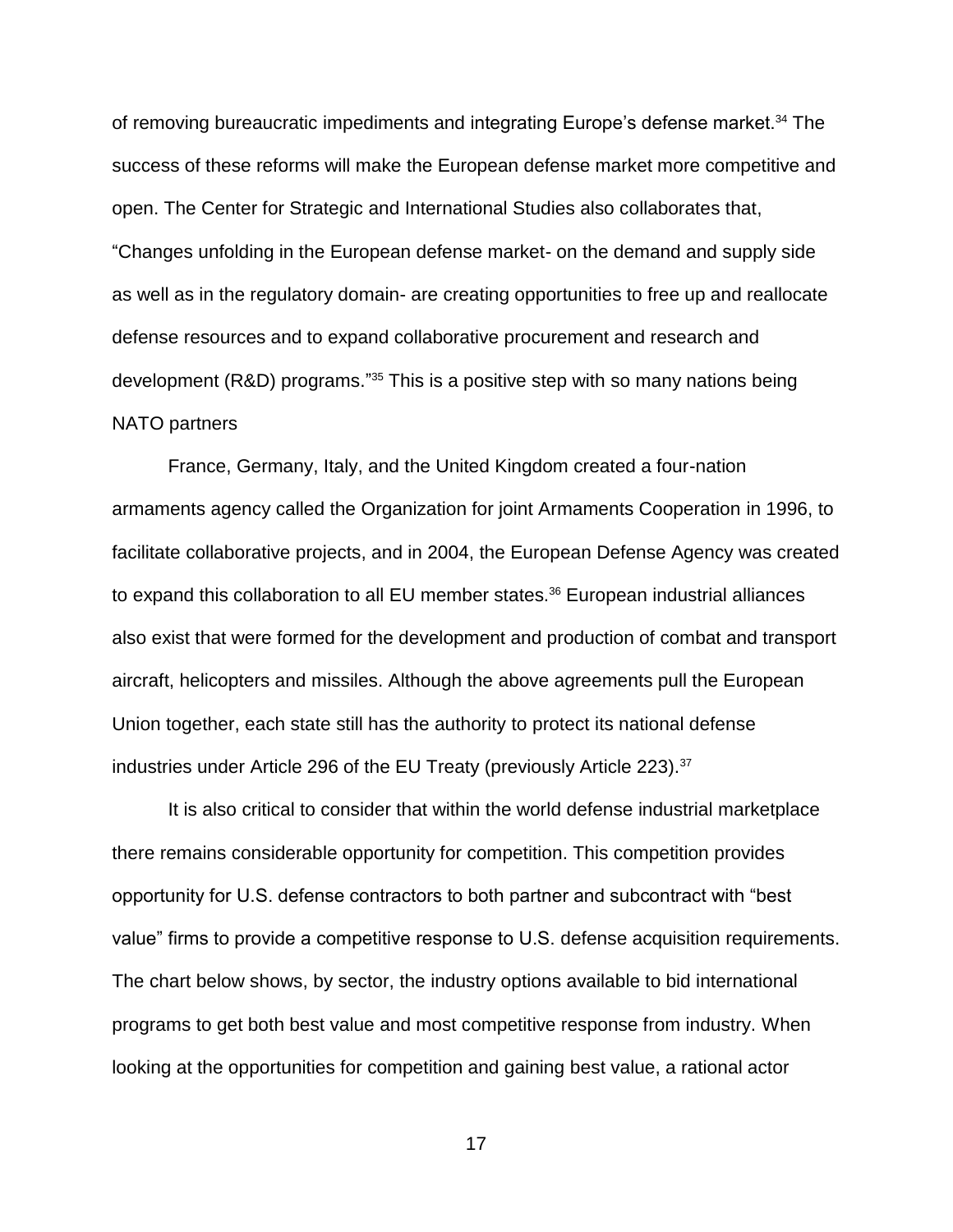of removing bureaucratic impediments and integrating Europe's defense market.[34] The success of these reforms will make the European defense market more competitive and open. The Center for Strategic and International Studies also collaborates that, "Changes unfolding in the European defense market- on the demand and supply side as well as in the regulatory domain- are creating opportunities to free up and reallocate defense resources and to expand collaborative procurement and research and development (R&D) programs."[35] This is a positive step with so many nations being NATO partners

France, Germany, Italy, and the United Kingdom created a four-nation armaments agency called the Organization for joint Armaments Cooperation in 1996, to facilitate collaborative projects, and in 2004, the European Defense Agency was created to expand this collaboration to all EU member states.[36] European industrial alliances also exist that were formed for the development and production of combat and transport aircraft, helicopters and missiles. Although the above agreements pull the European Union together, each state still has the authority to protect its national defense industries under Article 296 of the EU Treaty (previously Article 223).[37]

It is also critical to consider that within the world defense industrial marketplace there remains considerable opportunity for competition. This competition provides opportunity for U.S. defense contractors to both partner and subcontract with "best value" firms to provide a competitive response to U.S. defense acquisition requirements. The chart below shows, by sector, the industry options available to bid international programs to get both best value and most competitive response from industry. When looking at the opportunities for competition and gaining best value, a rational actor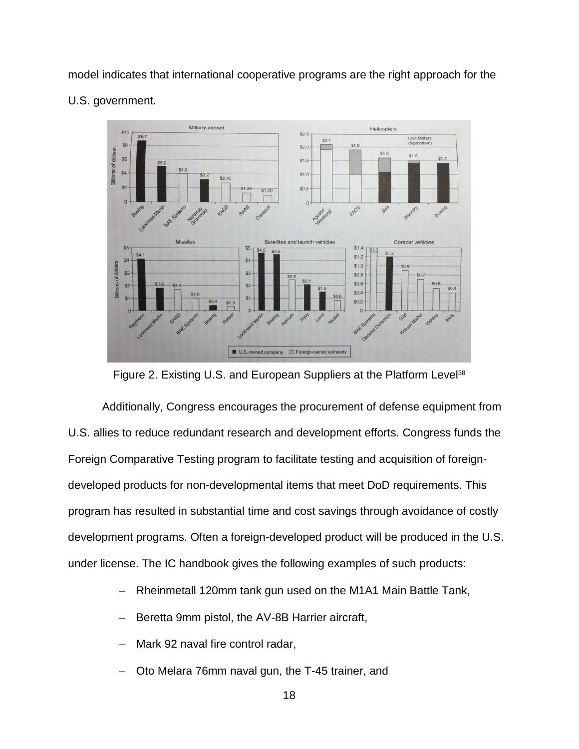model indicates that international cooperative programs are the right approach for the U.S. government.

Figure 2. Existing U.S. and European Suppliers at the Platform Level[38]

Additionally, Congress encourages the procurement of defense equipment from U.S. allies to reduce redundant research and development efforts. Congress funds the Foreign Comparative Testing program to facilitate testing and acquisition of foreign-developed products for non-developmental items that meet DoD requirements. This program has resulted in substantial time and cost savings through avoidance of costly development programs. Often a foreign-developed product will be produced in the U.S. under license. The IC handbook gives the following examples of such products:

- Rheinmetall 120mm tank gun used on the M1A1 Main Battle Tank,
- Beretta 9mm pistol, the AV-8B Harrier aircraft,
- Mark 92 naval fire control radar,
- Oto Melara 76mm naval gun, the T-45 trainer, and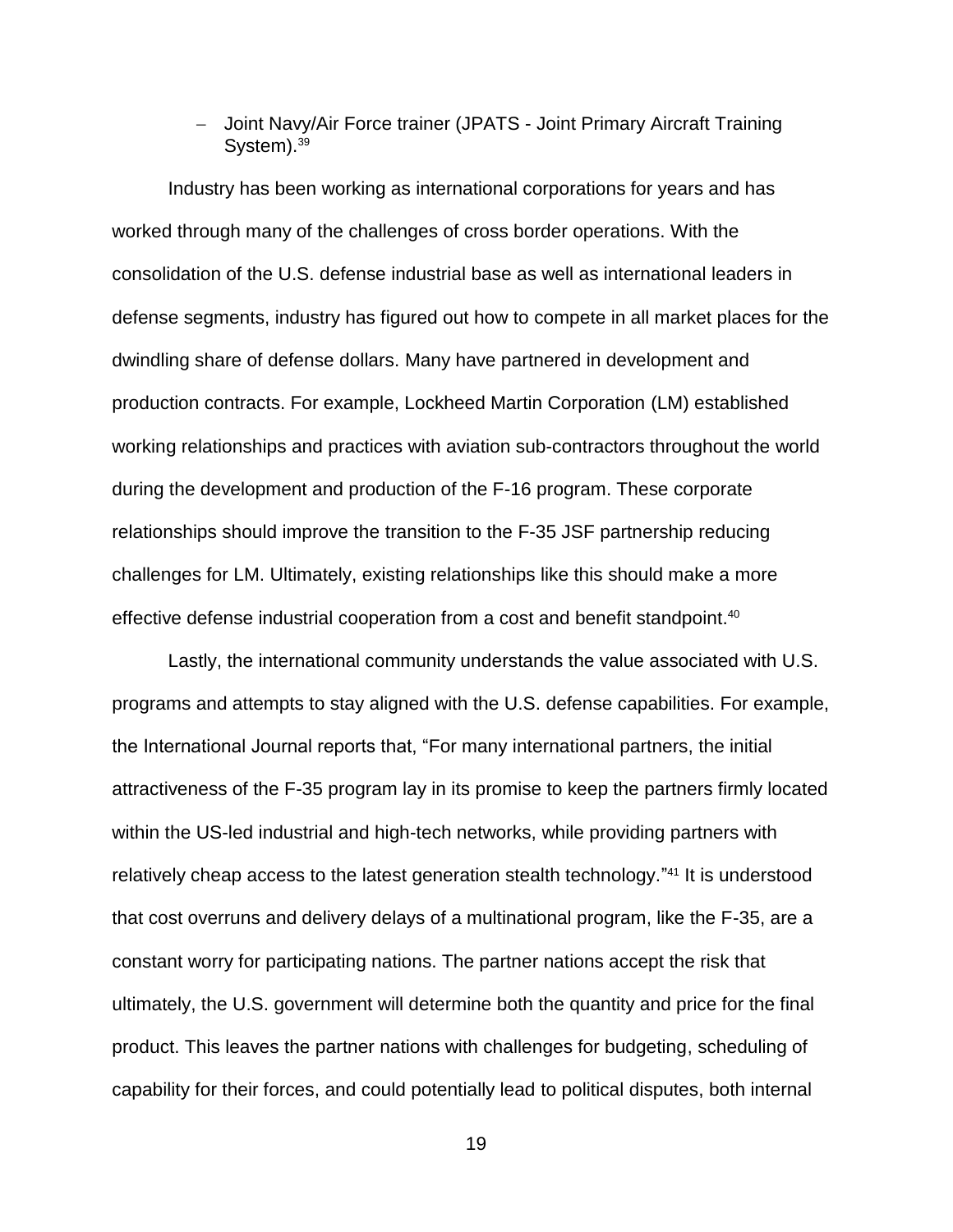- Joint Navy/Air Force trainer (JPATS - Joint Primary Aircraft Training System).[39]

Industry has been working as international corporations for years and has worked through many of the challenges of cross border operations. With the consolidation of the U.S. defense industrial base as well as international leaders in defense segments, industry has figured out how to compete in all market places for the dwindling share of defense dollars. Many have partnered in development and production contracts. For example, Lockheed Martin Corporation (LM) established working relationships and practices with aviation sub-contractors throughout the world during the development and production of the F-16 program. These corporate relationships should improve the transition to the F-35 JSF partnership reducing challenges for LM. Ultimately, existing relationships like this should make a more effective defense industrial cooperation from a cost and benefit standpoint.[40]

Lastly, the international community understands the value associated with U.S. programs and attempts to stay aligned with the U.S. defense capabilities. For example, the International Journal reports that, "For many international partners, the initial attractiveness of the F-35 program lay in its promise to keep the partners firmly located within the US-led industrial and high-tech networks, while providing partners with relatively cheap access to the latest generation stealth technology."[41] It is understood that cost overruns and delivery delays of a multinational program, like the F-35, are a constant worry for participating nations. The partner nations accept the risk that ultimately, the U.S. government will determine both the quantity and price for the final product. This leaves the partner nations with challenges for budgeting, scheduling of capability for their forces, and could potentially lead to political disputes, both internal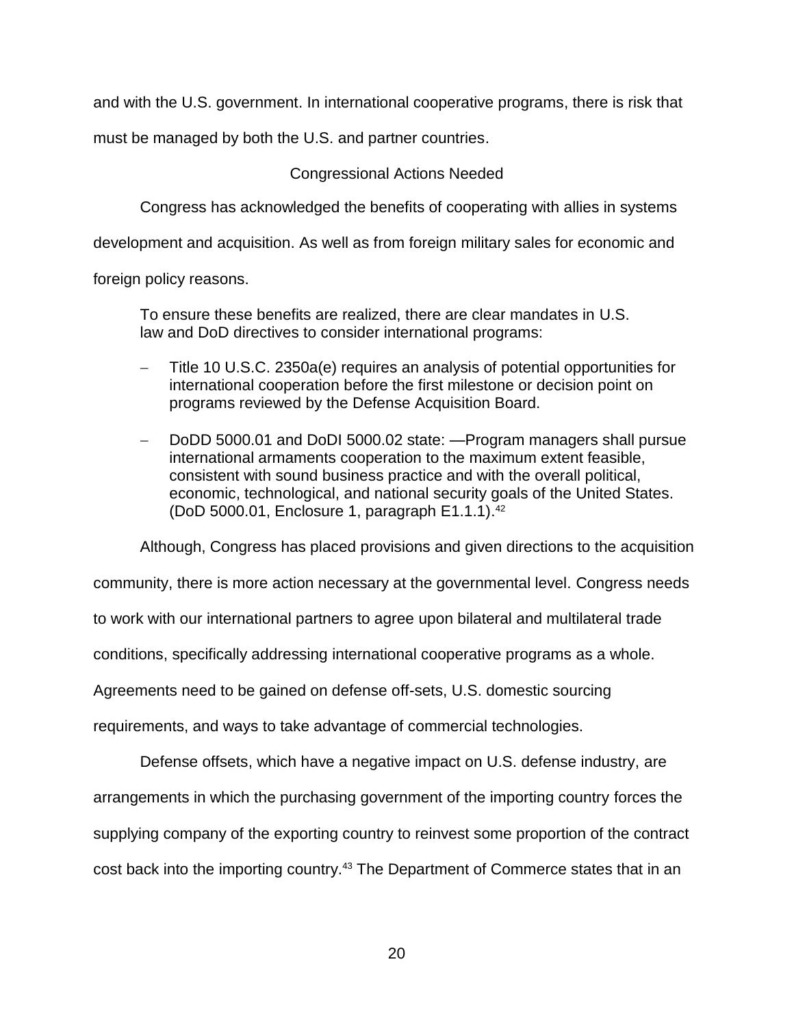and with the U.S. government. In international cooperative programs, there is risk that must be managed by both the U.S. and partner countries.

## Congressional Actions Needed

Congress has acknowledged the benefits of cooperating with allies in systems development and acquisition. As well as from foreign military sales for economic and foreign policy reasons.

> To ensure these benefits are realized, there are clear mandates in U.S. law and DoD directives to consider international programs:
>
> - Title 10 U.S.C. 2350a(e) requires an analysis of potential opportunities for international cooperation before the first milestone or decision point on programs reviewed by the Defense Acquisition Board.
> - DoDD 5000.01 and DoDI 5000.02 state: —Program managers shall pursue international armaments cooperation to the maximum extent feasible, consistent with sound business practice and with the overall political, economic, technological, and national security goals of the United States. (DoD 5000.01, Enclosure 1, paragraph E1.1.1).[42]

Although, Congress has placed provisions and given directions to the acquisition community, there is more action necessary at the governmental level. Congress needs to work with our international partners to agree upon bilateral and multilateral trade conditions, specifically addressing international cooperative programs as a whole. Agreements need to be gained on defense off-sets, U.S. domestic sourcing requirements, and ways to take advantage of commercial technologies.

Defense offsets, which have a negative impact on U.S. defense industry, are arrangements in which the purchasing government of the importing country forces the supplying company of the exporting country to reinvest some proportion of the contract cost back into the importing country.[43] The Department of Commerce states that in an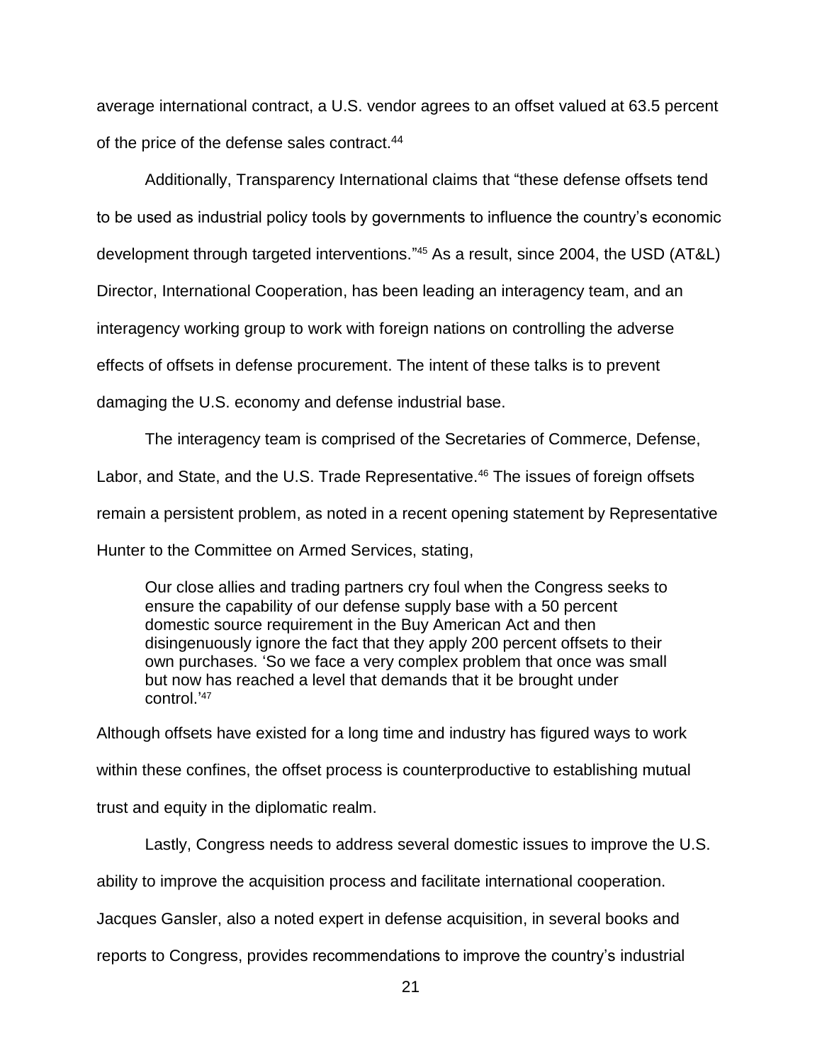average international contract, a U.S. vendor agrees to an offset valued at 63.5 percent of the price of the defense sales contract.[44]

Additionally, Transparency International claims that "these defense offsets tend to be used as industrial policy tools by governments to influence the country's economic development through targeted interventions."[45] As a result, since 2004, the USD (AT&L) Director, International Cooperation, has been leading an interagency team, and an interagency working group to work with foreign nations on controlling the adverse effects of offsets in defense procurement. The intent of these talks is to prevent damaging the U.S. economy and defense industrial base.

The interagency team is comprised of the Secretaries of Commerce, Defense, Labor, and State, and the U.S. Trade Representative.[46] The issues of foreign offsets remain a persistent problem, as noted in a recent opening statement by Representative Hunter to the Committee on Armed Services, stating,

> Our close allies and trading partners cry foul when the Congress seeks to ensure the capability of our defense supply base with a 50 percent domestic source requirement in the Buy American Act and then disingenuously ignore the fact that they apply 200 percent offsets to their own purchases. 'So we face a very complex problem that once was small but now has reached a level that demands that it be brought under control.'[47]

Although offsets have existed for a long time and industry has figured ways to work within these confines, the offset process is counterproductive to establishing mutual trust and equity in the diplomatic realm.

Lastly, Congress needs to address several domestic issues to improve the U.S. ability to improve the acquisition process and facilitate international cooperation. Jacques Gansler, also a noted expert in defense acquisition, in several books and reports to Congress, provides recommendations to improve the country's industrial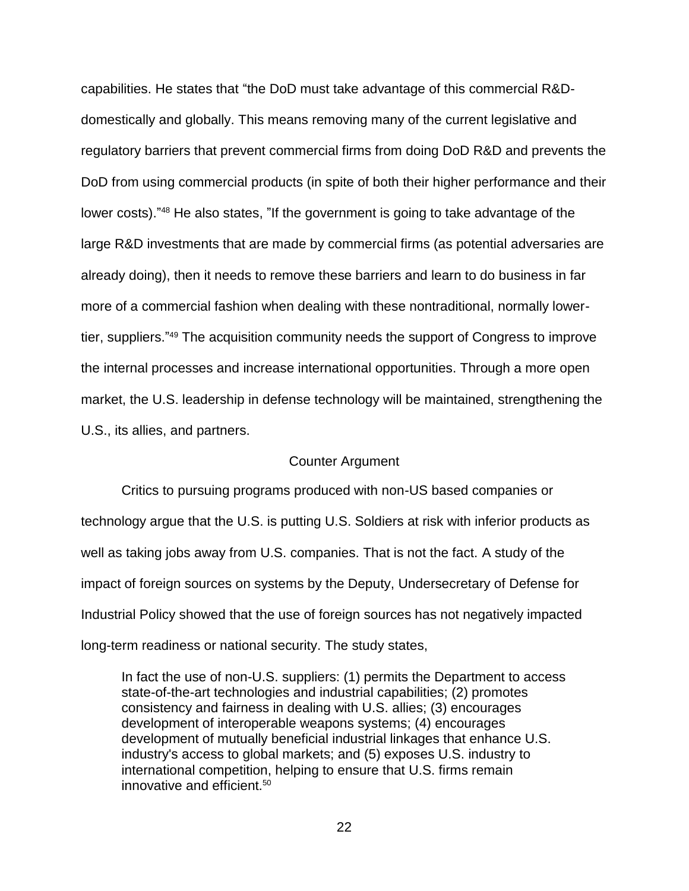capabilities. He states that "the DoD must take advantage of this commercial R&D-domestically and globally. This means removing many of the current legislative and regulatory barriers that prevent commercial firms from doing DoD R&D and prevents the DoD from using commercial products (in spite of both their higher performance and their lower costs)."[48] He also states, "If the government is going to take advantage of the large R&D investments that are made by commercial firms (as potential adversaries are already doing), then it needs to remove these barriers and learn to do business in far more of a commercial fashion when dealing with these nontraditional, normally lower-tier, suppliers."[49] The acquisition community needs the support of Congress to improve the internal processes and increase international opportunities. Through a more open market, the U.S. leadership in defense technology will be maintained, strengthening the U.S., its allies, and partners.

## Counter Argument

Critics to pursuing programs produced with non-US based companies or technology argue that the U.S. is putting U.S. Soldiers at risk with inferior products as well as taking jobs away from U.S. companies. That is not the fact. A study of the impact of foreign sources on systems by the Deputy, Undersecretary of Defense for Industrial Policy showed that the use of foreign sources has not negatively impacted long-term readiness or national security. The study states,

> In fact the use of non-U.S. suppliers: (1) permits the Department to access state-of-the-art technologies and industrial capabilities; (2) promotes consistency and fairness in dealing with U.S. allies; (3) encourages development of interoperable weapons systems; (4) encourages development of mutually beneficial industrial linkages that enhance U.S. industry's access to global markets; and (5) exposes U.S. industry to international competition, helping to ensure that U.S. firms remain innovative and efficient.[50]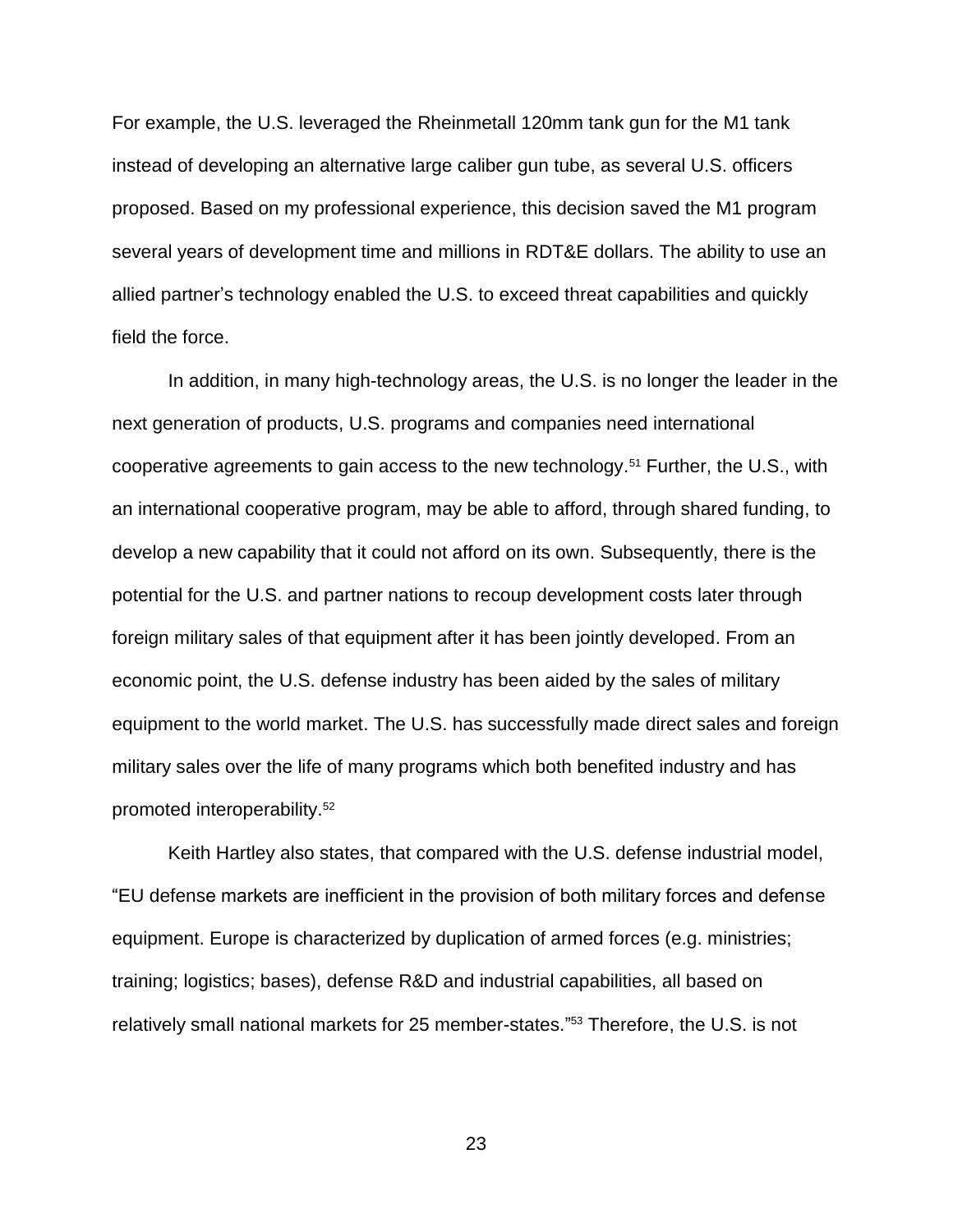For example, the U.S. leveraged the Rheinmetall 120mm tank gun for the M1 tank instead of developing an alternative large caliber gun tube, as several U.S. officers proposed. Based on my professional experience, this decision saved the M1 program several years of development time and millions in RDT&E dollars. The ability to use an allied partner's technology enabled the U.S. to exceed threat capabilities and quickly field the force.

In addition, in many high-technology areas, the U.S. is no longer the leader in the next generation of products, U.S. programs and companies need international cooperative agreements to gain access to the new technology.[51] Further, the U.S., with an international cooperative program, may be able to afford, through shared funding, to develop a new capability that it could not afford on its own. Subsequently, there is the potential for the U.S. and partner nations to recoup development costs later through foreign military sales of that equipment after it has been jointly developed. From an economic point, the U.S. defense industry has been aided by the sales of military equipment to the world market. The U.S. has successfully made direct sales and foreign military sales over the life of many programs which both benefited industry and has promoted interoperability.[52]

Keith Hartley also states, that compared with the U.S. defense industrial model, "EU defense markets are inefficient in the provision of both military forces and defense equipment. Europe is characterized by duplication of armed forces (e.g. ministries; training; logistics; bases), defense R&D and industrial capabilities, all based on relatively small national markets for 25 member-states."[53] Therefore, the U.S. is not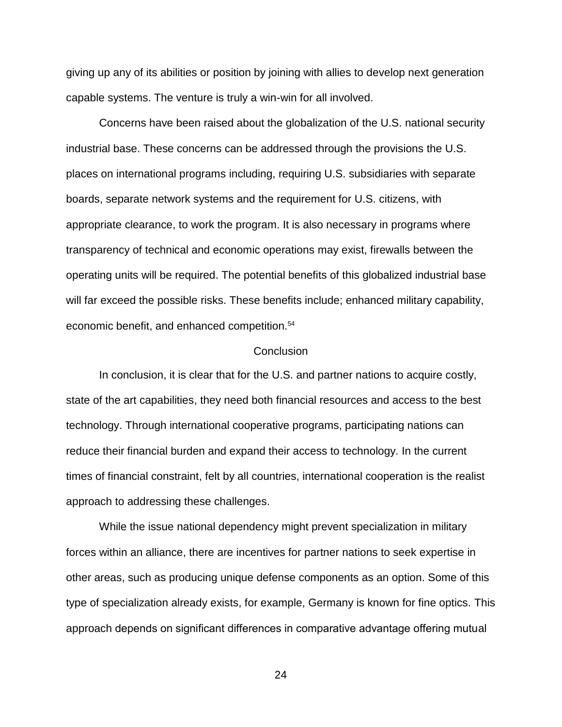giving up any of its abilities or position by joining with allies to develop next generation capable systems. The venture is truly a win-win for all involved.

Concerns have been raised about the globalization of the U.S. national security industrial base. These concerns can be addressed through the provisions the U.S. places on international programs including, requiring U.S. subsidiaries with separate boards, separate network systems and the requirement for U.S. citizens, with appropriate clearance, to work the program. It is also necessary in programs where transparency of technical and economic operations may exist, firewalls between the operating units will be required. The potential benefits of this globalized industrial base will far exceed the possible risks. These benefits include; enhanced military capability, economic benefit, and enhanced competition.[54]

## Conclusion

In conclusion, it is clear that for the U.S. and partner nations to acquire costly, state of the art capabilities, they need both financial resources and access to the best technology. Through international cooperative programs, participating nations can reduce their financial burden and expand their access to technology. In the current times of financial constraint, felt by all countries, international cooperation is the realist approach to addressing these challenges.

While the issue national dependency might prevent specialization in military forces within an alliance, there are incentives for partner nations to seek expertise in other areas, such as producing unique defense components as an option. Some of this type of specialization already exists, for example, Germany is known for fine optics. This approach depends on significant differences in comparative advantage offering mutual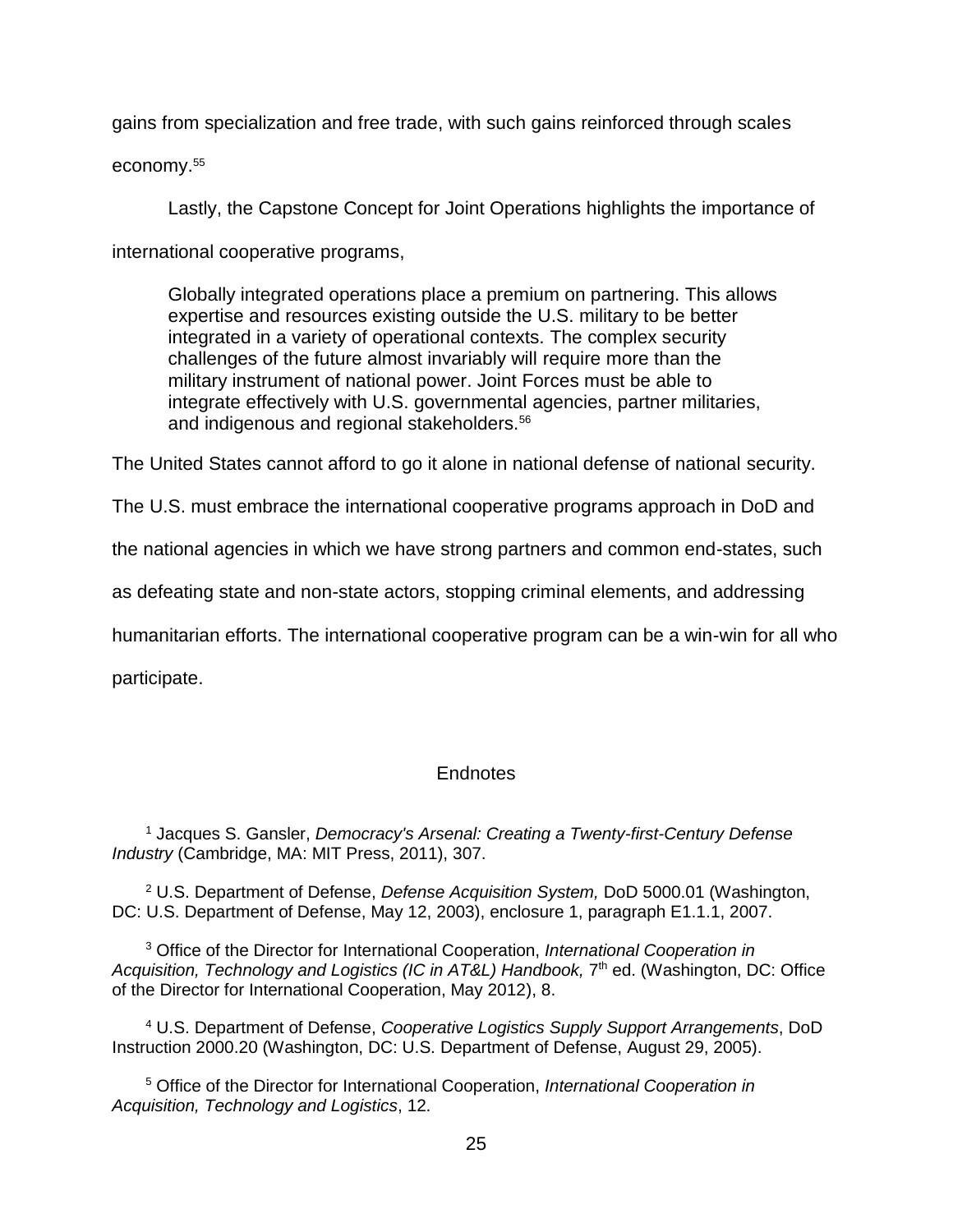gains from specialization and free trade, with such gains reinforced through scales economy.[55]

Lastly, the Capstone Concept for Joint Operations highlights the importance of international cooperative programs,

> Globally integrated operations place a premium on partnering. This allows expertise and resources existing outside the U.S. military to be better integrated in a variety of operational contexts. The complex security challenges of the future almost invariably will require more than the military instrument of national power. Joint Forces must be able to integrate effectively with U.S. governmental agencies, partner militaries, and indigenous and regional stakeholders.[56]

The United States cannot afford to go it alone in national defense of national security. The U.S. must embrace the international cooperative programs approach in DoD and the national agencies in which we have strong partners and common end-states, such as defeating state and non-state actors, stopping criminal elements, and addressing humanitarian efforts. The international cooperative program can be a win-win for all who participate.

## Endnotes

[1] Jacques S. Gansler, *Democracy's Arsenal: Creating a Twenty-first-Century Defense Industry* (Cambridge, MA: MIT Press, 2011), 307.

[2] U.S. Department of Defense, *Defense Acquisition System,* DoD 5000.01 (Washington, DC: U.S. Department of Defense, May 12, 2003), enclosure 1, paragraph E1.1.1, 2007.

[3] Office of the Director for International Cooperation, *International Cooperation in Acquisition, Technology and Logistics (IC in AT&L) Handbook,* 7th ed. (Washington, DC: Office of the Director for International Cooperation, May 2012), 8.

[4] U.S. Department of Defense, *Cooperative Logistics Supply Support Arrangements*, DoD Instruction 2000.20 (Washington, DC: U.S. Department of Defense, August 29, 2005).

[5] Office of the Director for International Cooperation, *International Cooperation in Acquisition, Technology and Logistics*, 12.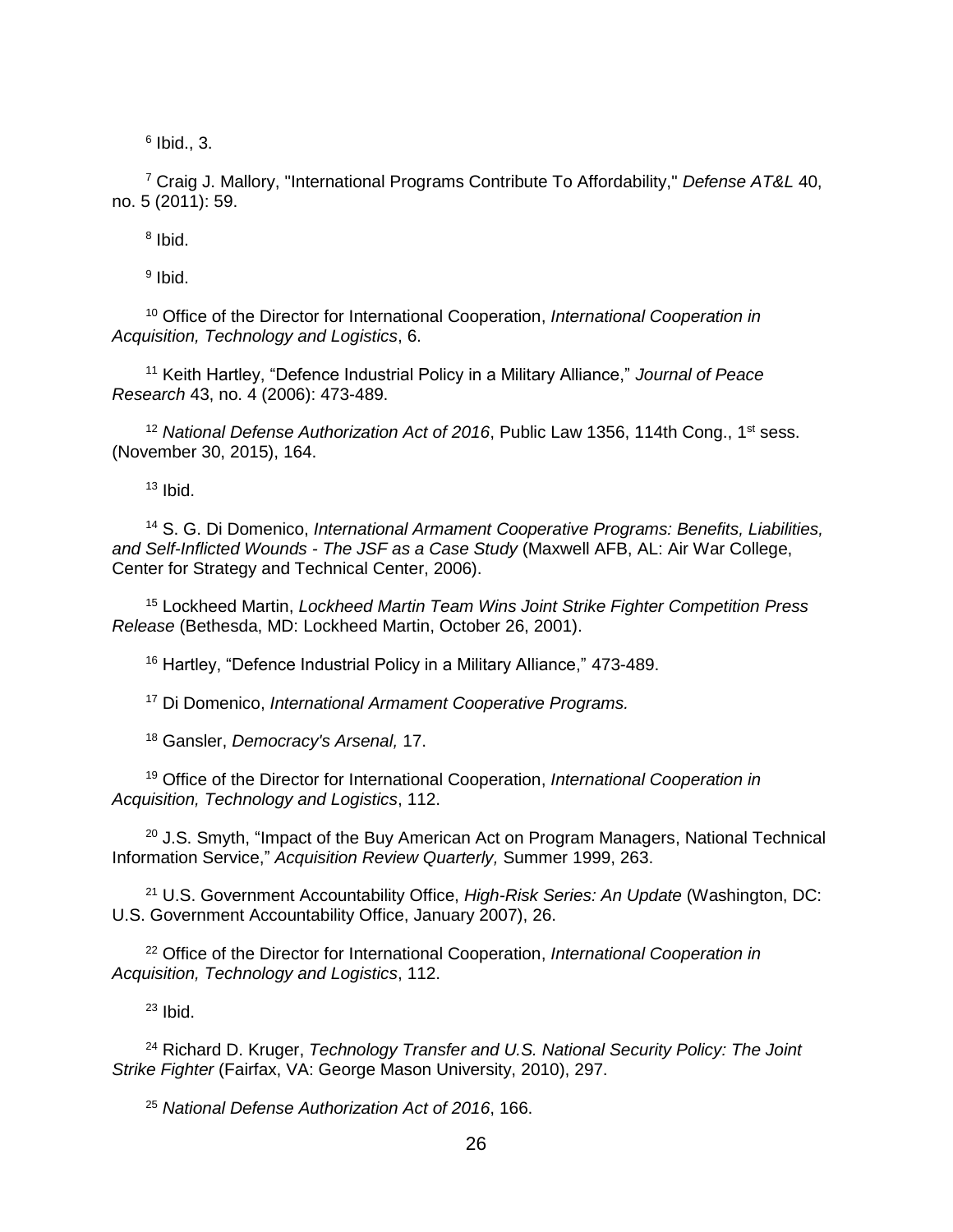[6] Ibid., 3.

[7] Craig J. Mallory, "International Programs Contribute To Affordability," *Defense AT&L* 40, no. 5 (2011): 59.

[8] Ibid.

[9] Ibid.

[10] Office of the Director for International Cooperation, *International Cooperation in Acquisition, Technology and Logistics*, 6.

[11] Keith Hartley, "Defence Industrial Policy in a Military Alliance," *Journal of Peace Research* 43, no. 4 (2006): 473-489.

[12] *National Defense Authorization Act of 2016*, Public Law 1356, 114th Cong., 1st sess. (November 30, 2015), 164.

[13] Ibid.

[14] S. G. Di Domenico, *International Armament Cooperative Programs: Benefits, Liabilities, and Self-Inflicted Wounds - The JSF as a Case Study* (Maxwell AFB, AL: Air War College, Center for Strategy and Technical Center, 2006).

[15] Lockheed Martin, *Lockheed Martin Team Wins Joint Strike Fighter Competition Press Release* (Bethesda, MD: Lockheed Martin, October 26, 2001).

[16] Hartley, "Defence Industrial Policy in a Military Alliance," 473-489.

[17] Di Domenico, *International Armament Cooperative Programs.*

[18] Gansler, *Democracy's Arsenal,* 17.

[19] Office of the Director for International Cooperation, *International Cooperation in Acquisition, Technology and Logistics*, 112.

[20] J.S. Smyth, "Impact of the Buy American Act on Program Managers, National Technical Information Service," *Acquisition Review Quarterly,* Summer 1999, 263.

[21] U.S. Government Accountability Office, *High-Risk Series: An Update* (Washington, DC: U.S. Government Accountability Office, January 2007), 26.

[22] Office of the Director for International Cooperation, *International Cooperation in Acquisition, Technology and Logistics*, 112.

[23] Ibid.

[24] Richard D. Kruger, *Technology Transfer and U.S. National Security Policy: The Joint Strike Fighter* (Fairfax, VA: George Mason University, 2010), 297.

[25] *National Defense Authorization Act of 2016*, 166.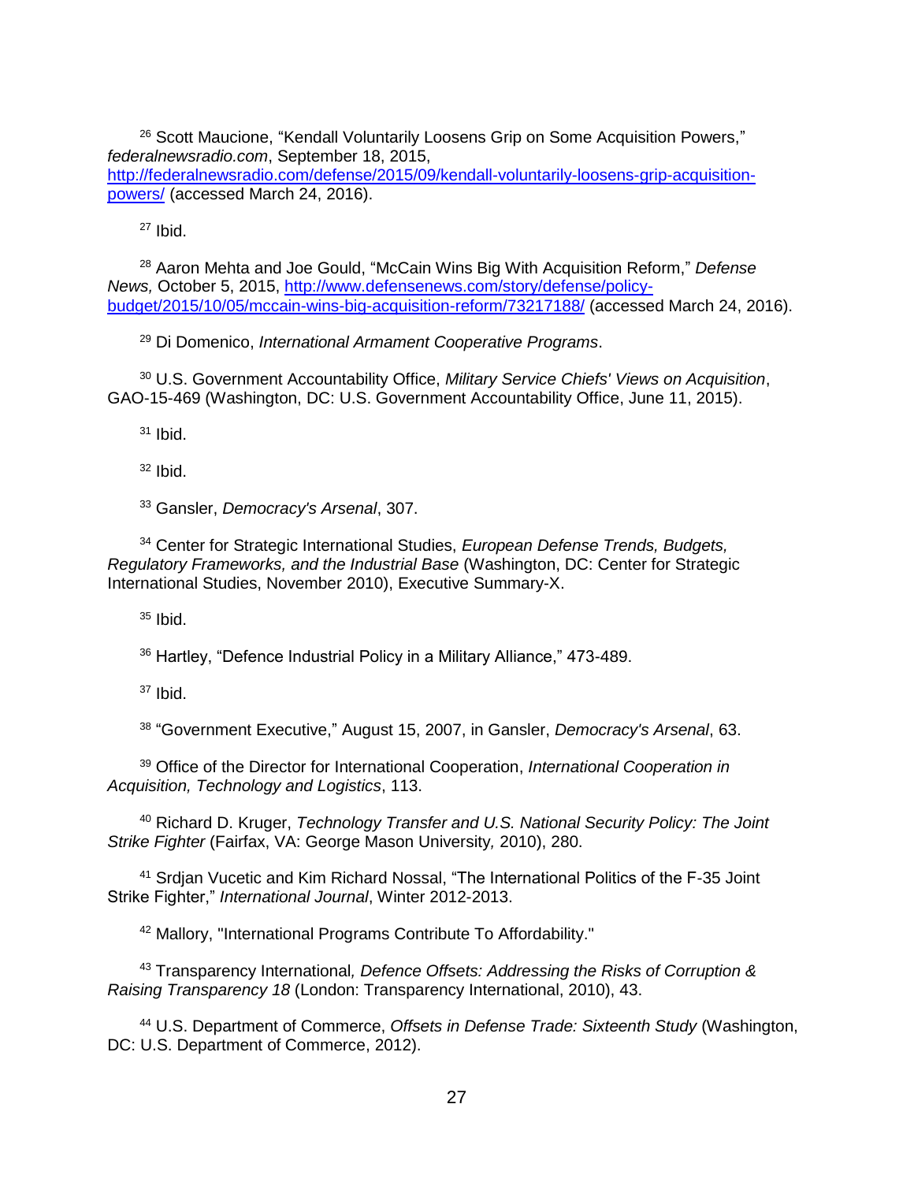[26] Scott Maucione, “Kendall Voluntarily Loosens Grip on Some Acquisition Powers,” *federalnewsradio.com*, September 18, 2015, http://federalnewsradio.com/defense/2015/09/kendall-voluntarily-loosens-grip-acquisition-powers/ (accessed March 24, 2016).

[27] Ibid.

[28] Aaron Mehta and Joe Gould, “McCain Wins Big With Acquisition Reform,” *Defense News,* October 5, 2015, http://www.defensenews.com/story/defense/policy-budget/2015/10/05/mccain-wins-big-acquisition-reform/73217188/ (accessed March 24, 2016).

[29] Di Domenico, *International Armament Cooperative Programs*.

[30] U.S. Government Accountability Office, *Military Service Chiefs' Views on Acquisition*, GAO-15-469 (Washington, DC: U.S. Government Accountability Office, June 11, 2015).

[31] Ibid.

[32] Ibid.

[33] Gansler, *Democracy's Arsenal*, 307.

[34] Center for Strategic International Studies, *European Defense Trends, Budgets, Regulatory Frameworks, and the Industrial Base* (Washington, DC: Center for Strategic International Studies, November 2010), Executive Summary-X.

[35] Ibid.

[36] Hartley, “Defence Industrial Policy in a Military Alliance,” 473-489.

[37] Ibid.

[38] “Government Executive,” August 15, 2007, in Gansler, *Democracy's Arsenal*, 63.

[39] Office of the Director for International Cooperation, *International Cooperation in Acquisition, Technology and Logistics*, 113.

[40] Richard D. Kruger, *Technology Transfer and U.S. National Security Policy: The Joint Strike Fighter* (Fairfax, VA: George Mason University*,* 2010), 280.

[41] Srdjan Vucetic and Kim Richard Nossal, “The International Politics of the F-35 Joint Strike Fighter,” *International Journal*, Winter 2012-2013.

[42] Mallory, "International Programs Contribute To Affordability."

[43] Transparency International*, Defence Offsets: Addressing the Risks of Corruption & Raising Transparency 18* (London: Transparency International, 2010), 43.

[44] U.S. Department of Commerce, *Offsets in Defense Trade: Sixteenth Study* (Washington, DC: U.S. Department of Commerce, 2012).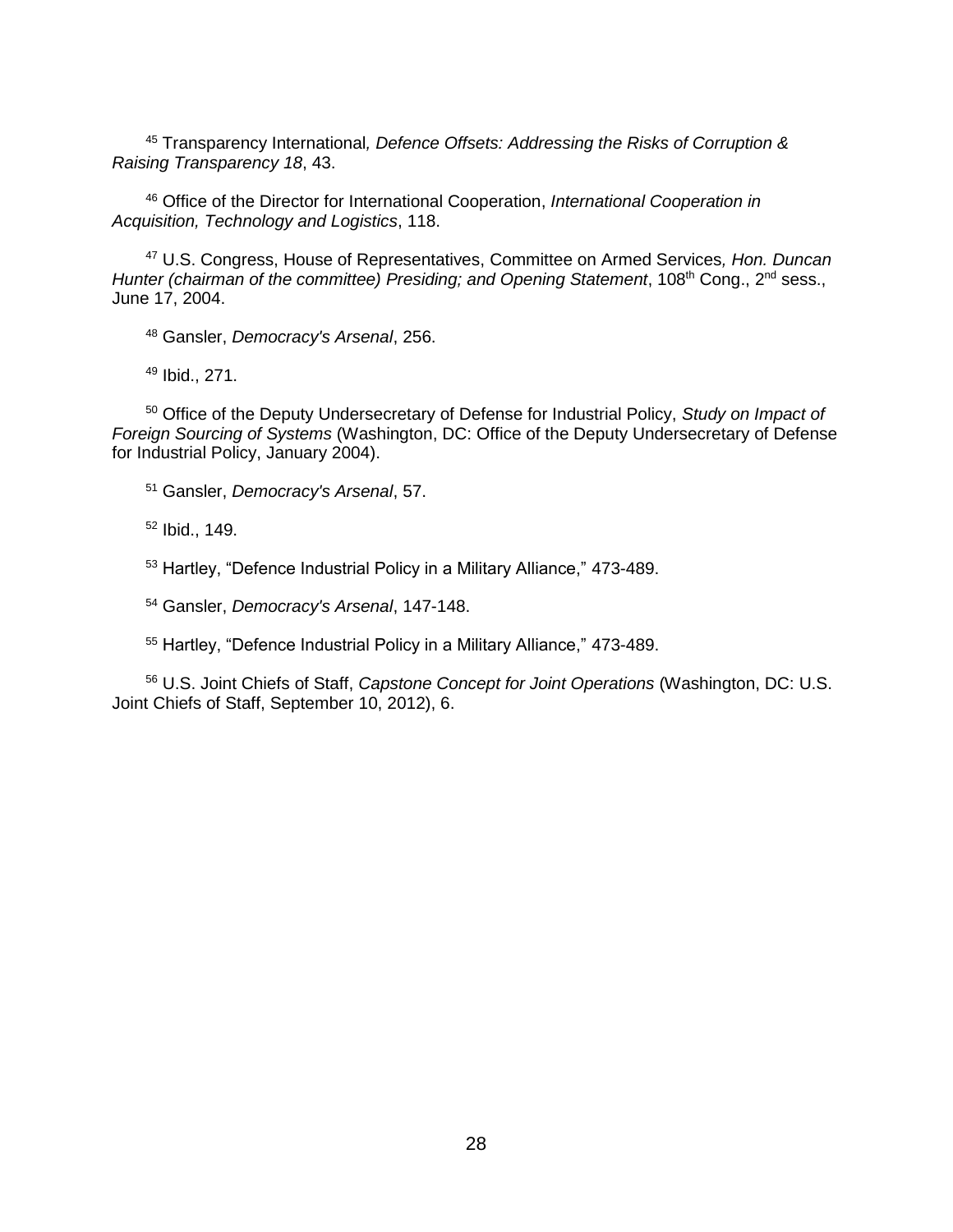[45] Transparency International*, Defence Offsets: Addressing the Risks of Corruption & Raising Transparency 18*, 43.

[46] Office of the Director for International Cooperation, *International Cooperation in Acquisition, Technology and Logistics*, 118.

[47] U.S. Congress, House of Representatives, Committee on Armed Services*, Hon. Duncan Hunter (chairman of the committee) Presiding; and Opening Statement*, 108th Cong., 2nd sess., June 17, 2004.

[48] Gansler, *Democracy's Arsenal*, 256.

[49] Ibid., 271.

[50] Office of the Deputy Undersecretary of Defense for Industrial Policy, *Study on Impact of Foreign Sourcing of Systems* (Washington, DC: Office of the Deputy Undersecretary of Defense for Industrial Policy, January 2004).

[51] Gansler, *Democracy's Arsenal*, 57.

[52] Ibid., 149.

[53] Hartley, "Defence Industrial Policy in a Military Alliance," 473-489.

[54] Gansler, *Democracy's Arsenal*, 147-148.

[55] Hartley, "Defence Industrial Policy in a Military Alliance," 473-489.

[56] U.S. Joint Chiefs of Staff, *Capstone Concept for Joint Operations* (Washington, DC: U.S. Joint Chiefs of Staff, September 10, 2012), 6.